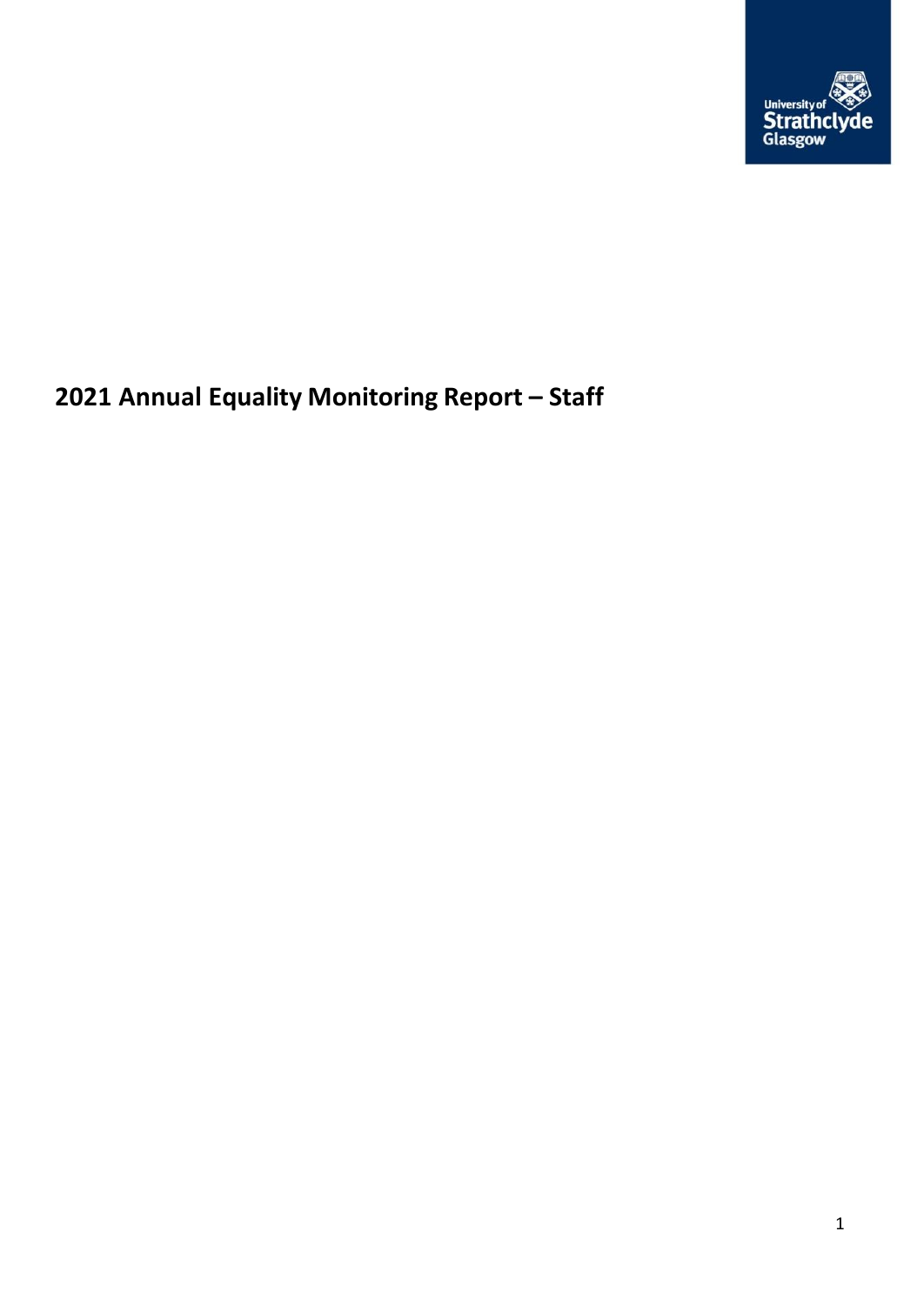# 2021 Annual Equality Monitoring Report – Staff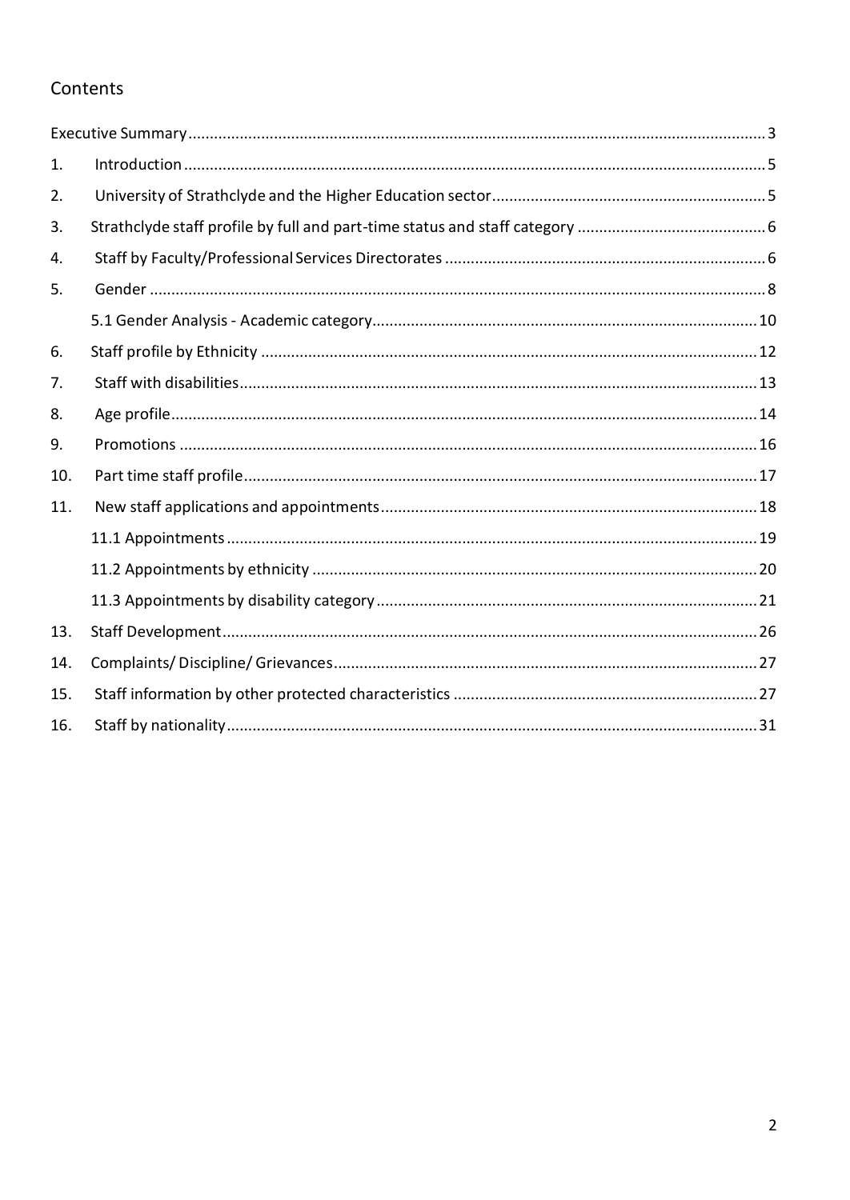## Contents

Executive Summary ..... 3

1. Introduction ..... 5
2. University of Strathclyde and the Higher Education sector ..... 5
3. Strathclyde staff profile by full and part-time status and staff category ..... 6
4. Staff by Faculty/Professional Services Directorates ..... 6
5. Gender ..... 8
   - 5.1 Gender Analysis - Academic category ..... 10
6. Staff profile by Ethnicity ..... 12
7. Staff with disabilities ..... 13
8. Age profile ..... 14
9. Promotions ..... 16
10. Part time staff profile ..... 17
11. New staff applications and appointments ..... 18
    - 11.1 Appointments ..... 19
    - 11.2 Appointments by ethnicity ..... 20
    - 11.3 Appointments by disability category ..... 21
13. Staff Development ..... 26
14. Complaints/ Discipline/ Grievances ..... 27
15. Staff information by other protected characteristics ..... 27
16. Staff by nationality ..... 31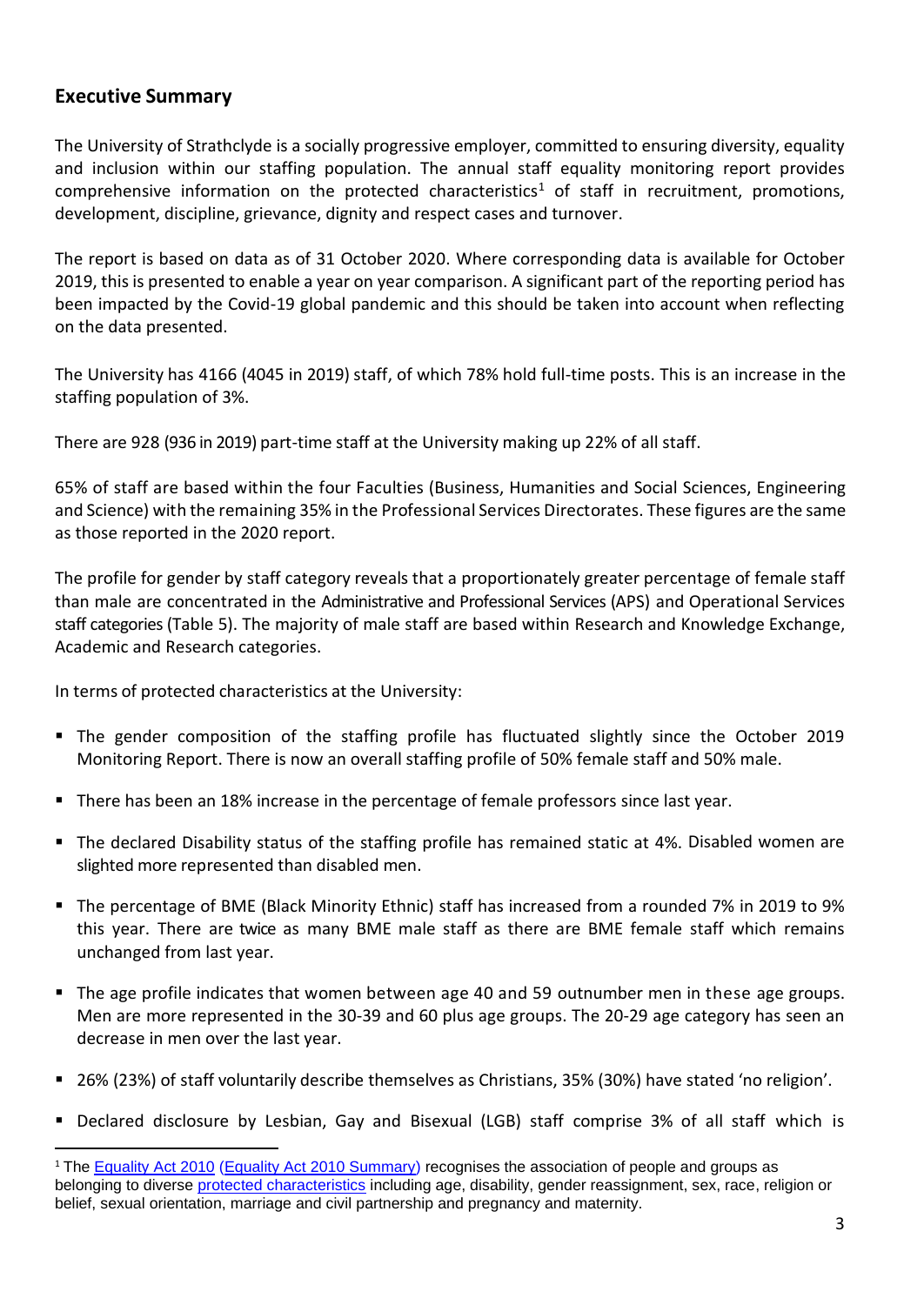## Executive Summary

The University of Strathclyde is a socially progressive employer, committed to ensuring diversity, equality and inclusion within our staffing population. The annual staff equality monitoring report provides comprehensive information on the protected characteristics[1] of staff in recruitment, promotions, development, discipline, grievance, dignity and respect cases and turnover.

The report is based on data as of 31 October 2020. Where corresponding data is available for October 2019, this is presented to enable a year on year comparison. A significant part of the reporting period has been impacted by the Covid-19 global pandemic and this should be taken into account when reflecting on the data presented.

The University has 4166 (4045 in 2019) staff, of which 78% hold full-time posts. This is an increase in the staffing population of 3%.

There are 928 (936 in 2019) part-time staff at the University making up 22% of all staff.

65% of staff are based within the four Faculties (Business, Humanities and Social Sciences, Engineering and Science) with the remaining 35% in the Professional Services Directorates. These figures are the same as those reported in the 2020 report.

The profile for gender by staff category reveals that a proportionately greater percentage of female staff than male are concentrated in the Administrative and Professional Services (APS) and Operational Services staff categories (Table 5). The majority of male staff are based within Research and Knowledge Exchange, Academic and Research categories.

In terms of protected characteristics at the University:

- The gender composition of the staffing profile has fluctuated slightly since the October 2019 Monitoring Report. There is now an overall staffing profile of 50% female staff and 50% male.
- There has been an 18% increase in the percentage of female professors since last year.
- The declared Disability status of the staffing profile has remained static at 4%. Disabled women are slighted more represented than disabled men.
- The percentage of BME (Black Minority Ethnic) staff has increased from a rounded 7% in 2019 to 9% this year. There are twice as many BME male staff as there are BME female staff which remains unchanged from last year.
- The age profile indicates that women between age 40 and 59 outnumber men in these age groups. Men are more represented in the 30-39 and 60 plus age groups. The 20-29 age category has seen an decrease in men over the last year.
- 26% (23%) of staff voluntarily describe themselves as Christians, 35% (30%) have stated 'no religion'.
- Declared disclosure by Lesbian, Gay and Bisexual (LGB) staff comprise 3% of all staff which is

[1] The Equality Act 2010 (Equality Act 2010 Summary) recognises the association of people and groups as belonging to diverse protected characteristics including age, disability, gender reassignment, sex, race, religion or belief, sexual orientation, marriage and civil partnership and pregnancy and maternity.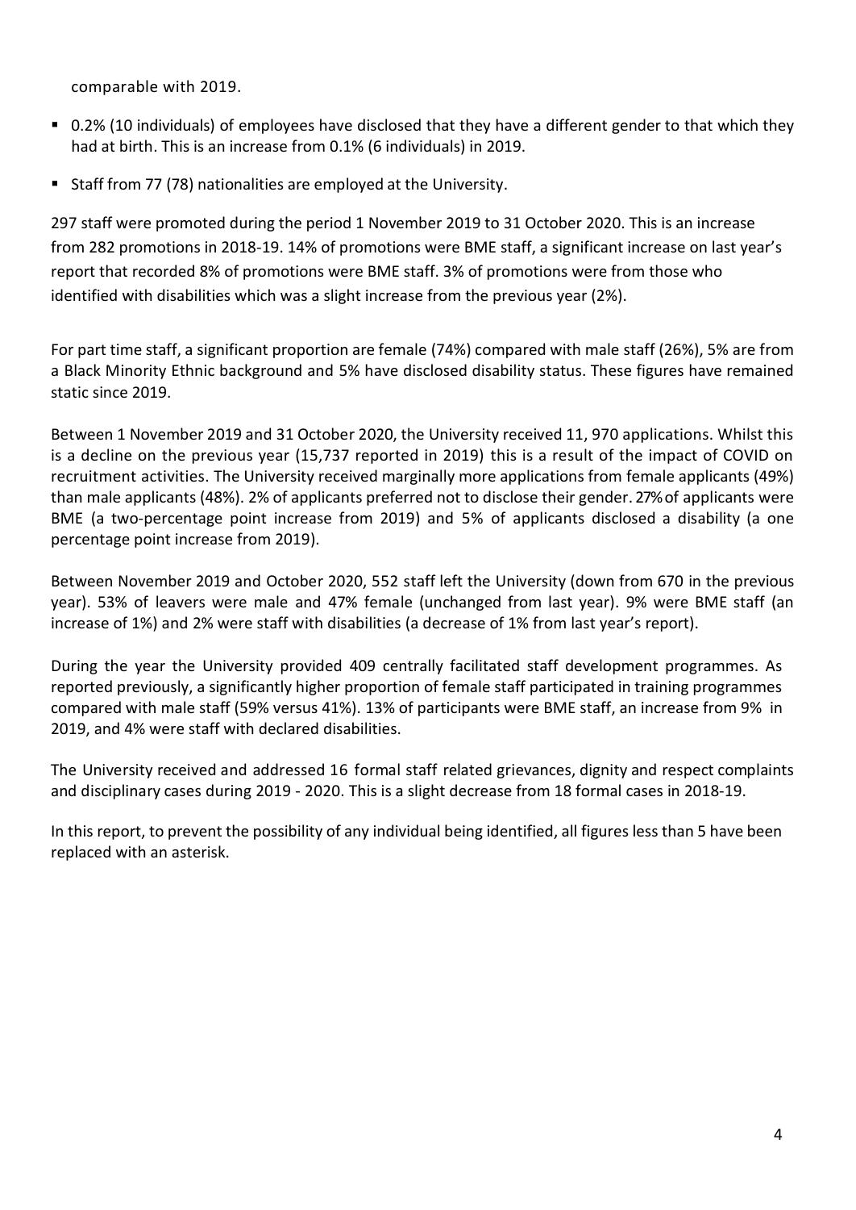comparable with 2019.

- 0.2% (10 individuals) of employees have disclosed that they have a different gender to that which they had at birth. This is an increase from 0.1% (6 individuals) in 2019.
- Staff from 77 (78) nationalities are employed at the University.

297 staff were promoted during the period 1 November 2019 to 31 October 2020. This is an increase from 282 promotions in 2018-19. 14% of promotions were BME staff, a significant increase on last year's report that recorded 8% of promotions were BME staff. 3% of promotions were from those who identified with disabilities which was a slight increase from the previous year (2%).

For part time staff, a significant proportion are female (74%) compared with male staff (26%), 5% are from a Black Minority Ethnic background and 5% have disclosed disability status. These figures have remained static since 2019.

Between 1 November 2019 and 31 October 2020, the University received 11, 970 applications. Whilst this is a decline on the previous year (15,737 reported in 2019) this is a result of the impact of COVID on recruitment activities. The University received marginally more applications from female applicants (49%) than male applicants (48%). 2% of applicants preferred not to disclose their gender. 27% of applicants were BME (a two-percentage point increase from 2019) and 5% of applicants disclosed a disability (a one percentage point increase from 2019).

Between November 2019 and October 2020, 552 staff left the University (down from 670 in the previous year). 53% of leavers were male and 47% female (unchanged from last year). 9% were BME staff (an increase of 1%) and 2% were staff with disabilities (a decrease of 1% from last year's report).

During the year the University provided 409 centrally facilitated staff development programmes. As reported previously, a significantly higher proportion of female staff participated in training programmes compared with male staff (59% versus 41%). 13% of participants were BME staff, an increase from 9% in 2019, and 4% were staff with declared disabilities.

The University received and addressed 16 formal staff related grievances, dignity and respect complaints and disciplinary cases during 2019 - 2020. This is a slight decrease from 18 formal cases in 2018-19.

In this report, to prevent the possibility of any individual being identified, all figures less than 5 have been replaced with an asterisk.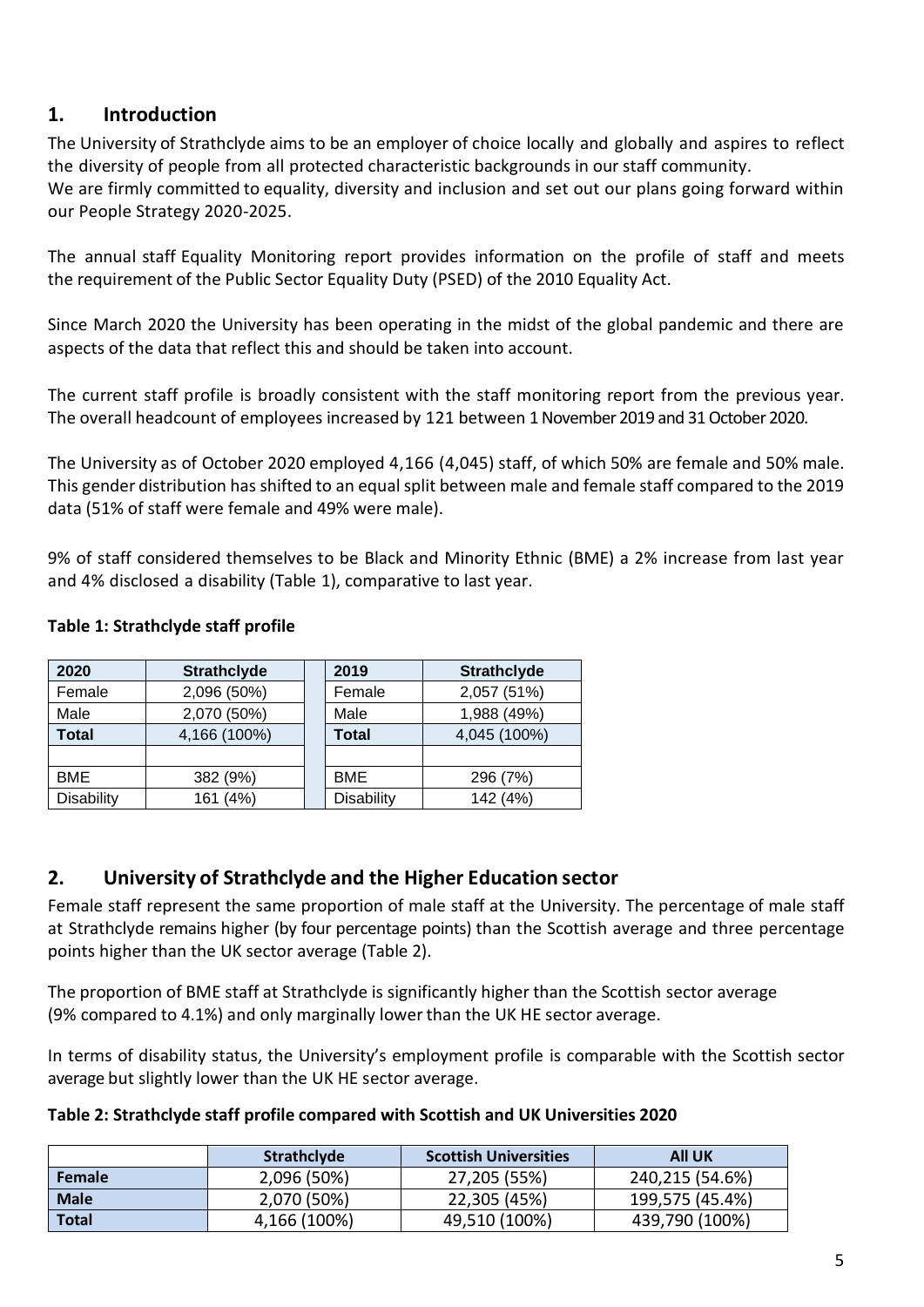## 1. Introduction

The University of Strathclyde aims to be an employer of choice locally and globally and aspires to reflect the diversity of people from all protected characteristic backgrounds in our staff community.
We are firmly committed to equality, diversity and inclusion and set out our plans going forward within our People Strategy 2020-2025.

The annual staff Equality Monitoring report provides information on the profile of staff and meets the requirement of the Public Sector Equality Duty (PSED) of the 2010 Equality Act.

Since March 2020 the University has been operating in the midst of the global pandemic and there are aspects of the data that reflect this and should be taken into account.

The current staff profile is broadly consistent with the staff monitoring report from the previous year. The overall headcount of employees increased by 121 between 1 November 2019 and 31 October 2020.

The University as of October 2020 employed 4,166 (4,045) staff, of which 50% are female and 50% male. This gender distribution has shifted to an equal split between male and female staff compared to the 2019 data (51% of staff were female and 49% were male).

9% of staff considered themselves to be Black and Minority Ethnic (BME) a 2% increase from last year and 4% disclosed a disability (Table 1), comparative to last year.

**Table 1: Strathclyde staff profile**

| 2020 | Strathclyde | | 2019 | Strathclyde |
|---|---|---|---|---|
| Female | 2,096 (50%) | | Female | 2,057 (51%) |
| Male | 2,070 (50%) | | Male | 1,988 (49%) |
| **Total** | 4,166 (100%) | | **Total** | 4,045 (100%) |
| | | | | |
| BME | 382 (9%) | | BME | 296 (7%) |
| Disability | 161 (4%) | | Disability | 142 (4%) |

## 2. University of Strathclyde and the Higher Education sector

Female staff represent the same proportion of male staff at the University. The percentage of male staff at Strathclyde remains higher (by four percentage points) than the Scottish average and three percentage points higher than the UK sector average (Table 2).

The proportion of BME staff at Strathclyde is significantly higher than the Scottish sector average (9% compared to 4.1%) and only marginally lower than the UK HE sector average.

In terms of disability status, the University's employment profile is comparable with the Scottish sector average but slightly lower than the UK HE sector average.

**Table 2: Strathclyde staff profile compared with Scottish and UK Universities 2020**

| | Strathclyde | Scottish Universities | All UK |
|---|---|---|---|
| **Female** | 2,096 (50%) | 27,205 (55%) | 240,215 (54.6%) |
| **Male** | 2,070 (50%) | 22,305 (45%) | 199,575 (45.4%) |
| **Total** | 4,166 (100%) | 49,510 (100%) | 439,790 (100%) |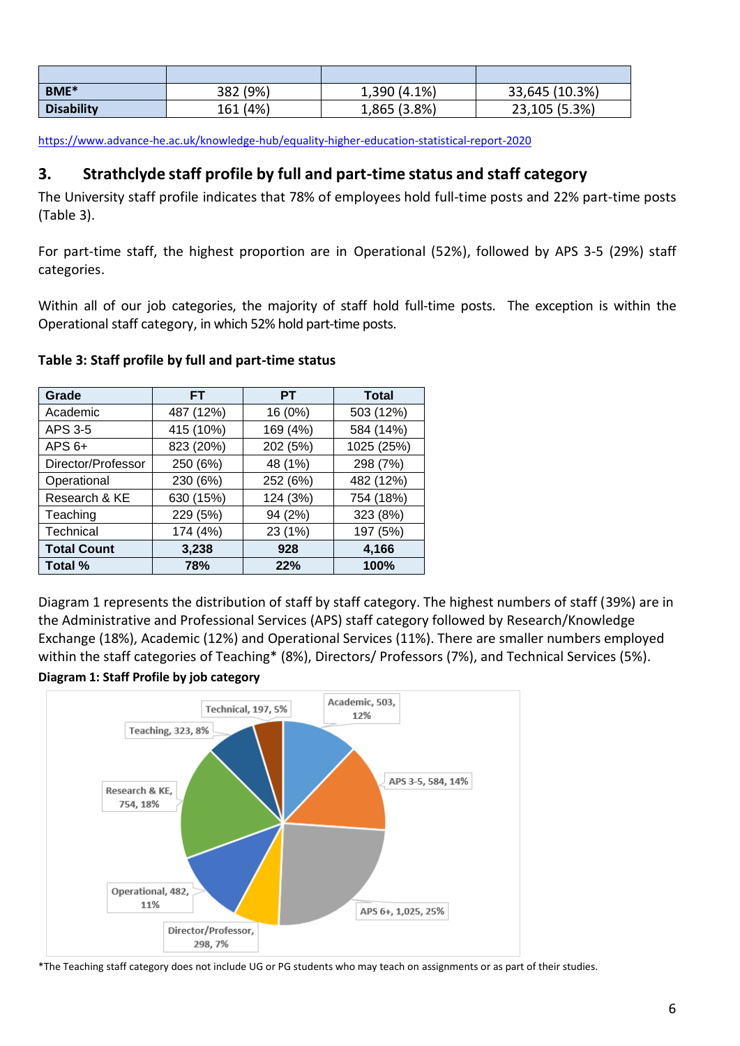| | | | |
|---|---|---|---|
| **BME*** | 382 (9%) | 1,390 (4.1%) | 33,645 (10.3%) |
| **Disability** | 161 (4%) | 1,865 (3.8%) | 23,105 (5.3%) |

https://www.advance-he.ac.uk/knowledge-hub/equality-higher-education-statistical-report-2020

## 3. Strathclyde staff profile by full and part-time status and staff category

The University staff profile indicates that 78% of employees hold full-time posts and 22% part-time posts (Table 3).

For part-time staff, the highest proportion are in Operational (52%), followed by APS 3-5 (29%) staff categories.

Within all of our job categories, the majority of staff hold full-time posts. The exception is within the Operational staff category, in which 52% hold part-time posts.

**Table 3: Staff profile by full and part-time status**

| Grade | FT | PT | Total |
|---|---|---|---|
| Academic | 487 (12%) | 16 (0%) | 503 (12%) |
| APS 3-5 | 415 (10%) | 169 (4%) | 584 (14%) |
| APS 6+ | 823 (20%) | 202 (5%) | 1025 (25%) |
| Director/Professor | 250 (6%) | 48 (1%) | 298 (7%) |
| Operational | 230 (6%) | 252 (6%) | 482 (12%) |
| Research & KE | 630 (15%) | 124 (3%) | 754 (18%) |
| Teaching | 229 (5%) | 94 (2%) | 323 (8%) |
| Technical | 174 (4%) | 23 (1%) | 197 (5%) |
| **Total Count** | **3,238** | **928** | **4,166** |
| **Total %** | **78%** | **22%** | **100%** |

Diagram 1 represents the distribution of staff by staff category. The highest numbers of staff (39%) are in the Administrative and Professional Services (APS) staff category followed by Research/Knowledge Exchange (18%), Academic (12%) and Operational Services (11%). There are smaller numbers employed within the staff categories of Teaching* (8%), Directors/ Professors (7%), and Technical Services (5%).

**Diagram 1: Staff Profile by job category**

Academic, 503, 12%
APS 3-5, 584, 14%
APS 6+, 1,025, 25%
Director/Professor, 298, 7%
Operational, 482, 11%
Research & KE, 754, 18%
Teaching, 323, 8%
Technical, 197, 5%

*The Teaching staff category does not include UG or PG students who may teach on assignments or as part of their studies.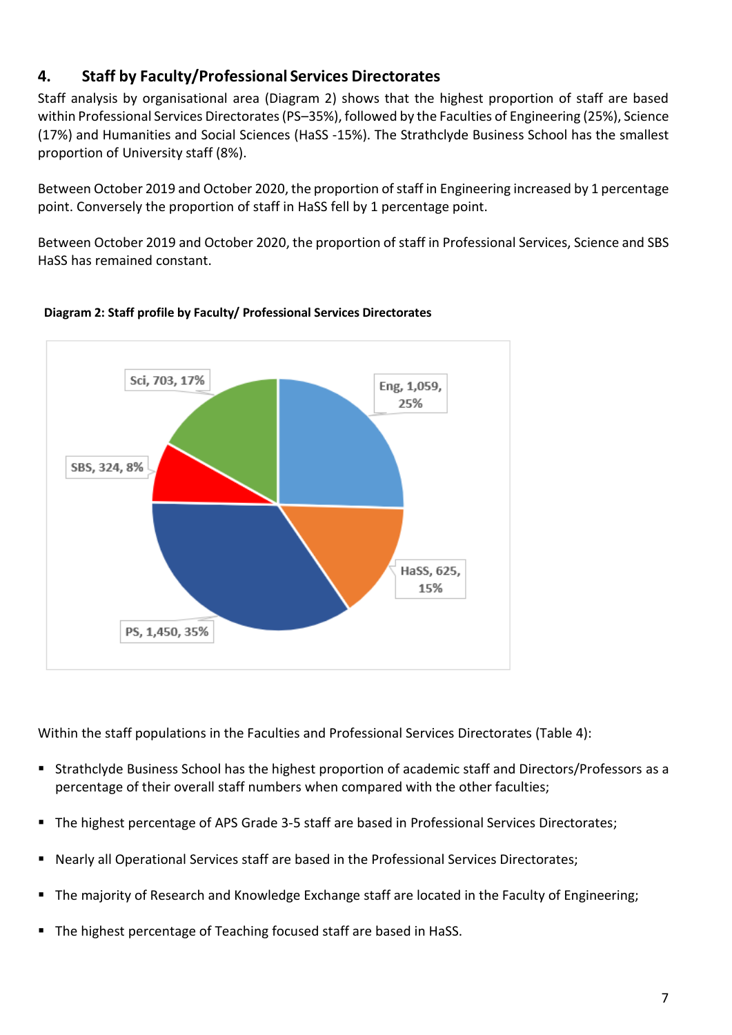## 4. Staff by Faculty/Professional Services Directorates

Staff analysis by organisational area (Diagram 2) shows that the highest proportion of staff are based within Professional Services Directorates (PS–35%), followed by the Faculties of Engineering (25%), Science (17%) and Humanities and Social Sciences (HaSS -15%). The Strathclyde Business School has the smallest proportion of University staff (8%).

Between October 2019 and October 2020, the proportion of staff in Engineering increased by 1 percentage point. Conversely the proportion of staff in HaSS fell by 1 percentage point.

Between October 2019 and October 2020, the proportion of staff in Professional Services, Science and SBS HaSS has remained constant.

**Diagram 2: Staff profile by Faculty/ Professional Services Directorates**

Sci, 703, 17%

Eng, 1,059, 25%

SBS, 324, 8%

HaSS, 625, 15%

PS, 1,450, 35%

Within the staff populations in the Faculties and Professional Services Directorates (Table 4):

- Strathclyde Business School has the highest proportion of academic staff and Directors/Professors as a percentage of their overall staff numbers when compared with the other faculties;
- The highest percentage of APS Grade 3-5 staff are based in Professional Services Directorates;
- Nearly all Operational Services staff are based in the Professional Services Directorates;
- The majority of Research and Knowledge Exchange staff are located in the Faculty of Engineering;
- The highest percentage of Teaching focused staff are based in HaSS.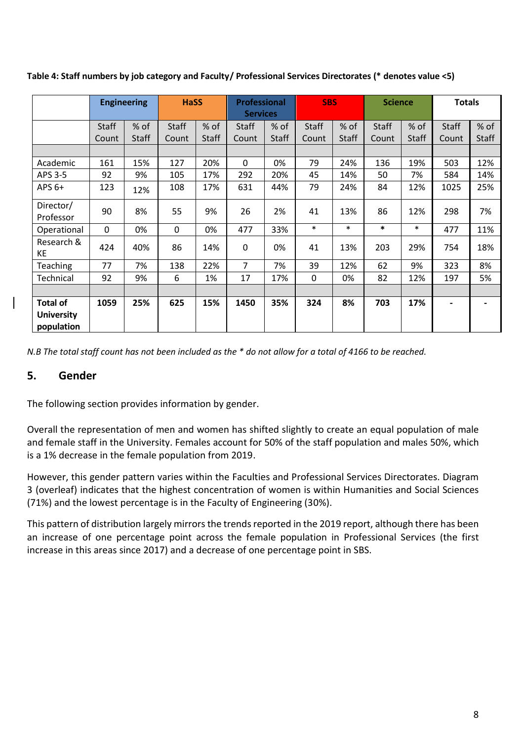**Table 4: Staff numbers by job category and Faculty/ Professional Services Directorates (* denotes value <5)**

| | Engineering | | HaSS | | Professional Services | | SBS | | Science | | Totals | |
|---|---|---|---|---|---|---|---|---|---|---|---|---|
| | Staff Count | % of Staff | Staff Count | % of Staff | Staff Count | % of Staff | Staff Count | % of Staff | Staff Count | % of Staff | Staff Count | % of Staff |
| Academic | 161 | 15% | 127 | 20% | 0 | 0% | 79 | 24% | 136 | 19% | 503 | 12% |
| APS 3-5 | 92 | 9% | 105 | 17% | 292 | 20% | 45 | 14% | 50 | 7% | 584 | 14% |
| APS 6+ | 123 | 12% | 108 | 17% | 631 | 44% | 79 | 24% | 84 | 12% | 1025 | 25% |
| Director/ Professor | 90 | 8% | 55 | 9% | 26 | 2% | 41 | 13% | 86 | 12% | 298 | 7% |
| Operational | 0 | 0% | 0 | 0% | 477 | 33% | * | * | * | * | 477 | 11% |
| Research & KE | 424 | 40% | 86 | 14% | 0 | 0% | 41 | 13% | 203 | 29% | 754 | 18% |
| Teaching | 77 | 7% | 138 | 22% | 7 | 7% | 39 | 12% | 62 | 9% | 323 | 8% |
| Technical | 92 | 9% | 6 | 1% | 17 | 17% | 0 | 0% | 82 | 12% | 197 | 5% |
| **Total of University population** | **1059** | **25%** | **625** | **15%** | **1450** | **35%** | **324** | **8%** | **703** | **17%** | **-** | **-** |

*N.B The total staff count has not been included as the * do not allow for a total of 4166 to be reached.*

## 5. Gender

The following section provides information by gender.

Overall the representation of men and women has shifted slightly to create an equal population of male and female staff in the University. Females account for 50% of the staff population and males 50%, which is a 1% decrease in the female population from 2019.

However, this gender pattern varies within the Faculties and Professional Services Directorates. Diagram 3 (overleaf) indicates that the highest concentration of women is within Humanities and Social Sciences (71%) and the lowest percentage is in the Faculty of Engineering (30%).

This pattern of distribution largely mirrors the trends reported in the 2019 report, although there has been an increase of one percentage point across the female population in Professional Services (the first increase in this areas since 2017) and a decrease of one percentage point in SBS.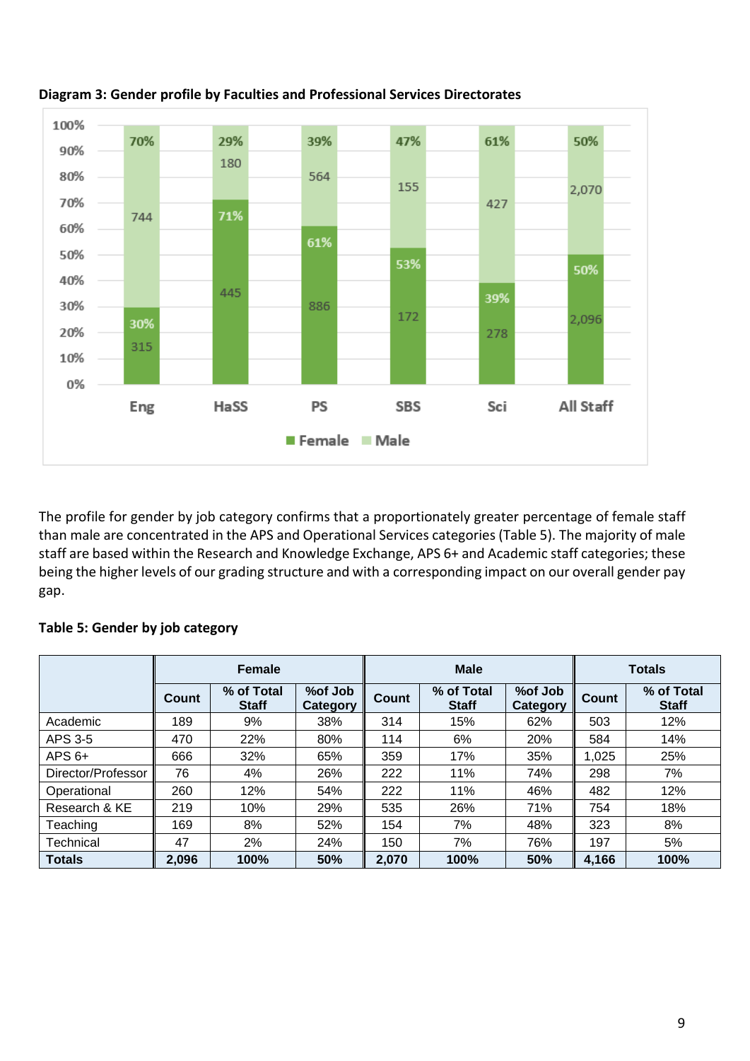**Diagram 3: Gender profile by Faculties and Professional Services Directorates**

| | Eng | HaSS | PS | SBS | Sci | All Staff |
|---|---|---|---|---|---|---|
| Female | 315 (30%) | 445 (71%) | 886 (61%) | 172 (53%) | 278 (39%) | 2,096 (50%) |
| Male | 744 (70%) | 180 (29%) | 564 (39%) | 155 (47%) | 427 (61%) | 2,070 (50%) |

The profile for gender by job category confirms that a proportionately greater percentage of female staff than male are concentrated in the APS and Operational Services categories (Table 5). The majority of male staff are based within the Research and Knowledge Exchange, APS 6+ and Academic staff categories; these being the higher levels of our grading structure and with a corresponding impact on our overall gender pay gap.

**Table 5: Gender by job category**

| | Female | | | Male | | | Totals | |
|---|---|---|---|---|---|---|---|---|
| | Count | % of Total Staff | %of Job Category | Count | % of Total Staff | %of Job Category | Count | % of Total Staff |
| Academic | 189 | 9% | 38% | 314 | 15% | 62% | 503 | 12% |
| APS 3-5 | 470 | 22% | 80% | 114 | 6% | 20% | 584 | 14% |
| APS 6+ | 666 | 32% | 65% | 359 | 17% | 35% | 1,025 | 25% |
| Director/Professor | 76 | 4% | 26% | 222 | 11% | 74% | 298 | 7% |
| Operational | 260 | 12% | 54% | 222 | 11% | 46% | 482 | 12% |
| Research & KE | 219 | 10% | 29% | 535 | 26% | 71% | 754 | 18% |
| Teaching | 169 | 8% | 52% | 154 | 7% | 48% | 323 | 8% |
| Technical | 47 | 2% | 24% | 150 | 7% | 76% | 197 | 5% |
| **Totals** | **2,096** | **100%** | **50%** | **2,070** | **100%** | **50%** | **4,166** | **100%** |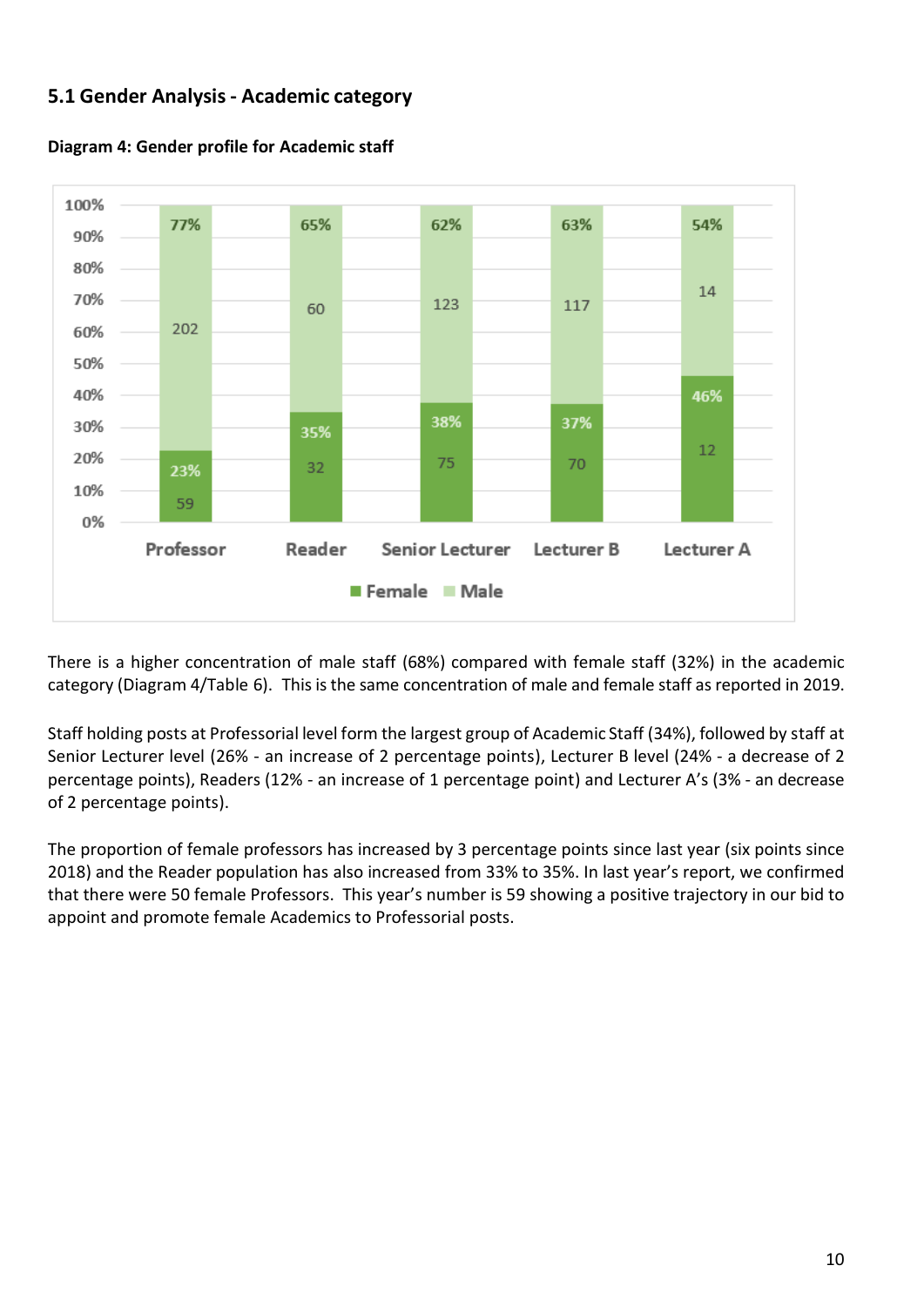## 5.1 Gender Analysis - Academic category

**Diagram 4: Gender profile for Academic staff**

| | Professor | Reader | Senior Lecturer | Lecturer B | Lecturer A |
|---|---|---|---|---|---|
| Female | 59 (23%) | 32 (35%) | 75 (38%) | 70 (37%) | 12 (46%) |
| Male | 202 (77%) | 60 (65%) | 123 (62%) | 117 (63%) | 14 (54%) |

There is a higher concentration of male staff (68%) compared with female staff (32%) in the academic category (Diagram 4/Table 6). This is the same concentration of male and female staff as reported in 2019.

Staff holding posts at Professorial level form the largest group of Academic Staff (34%), followed by staff at Senior Lecturer level (26% - an increase of 2 percentage points), Lecturer B level (24% - a decrease of 2 percentage points), Readers (12% - an increase of 1 percentage point) and Lecturer A's (3% - an decrease of 2 percentage points).

The proportion of female professors has increased by 3 percentage points since last year (six points since 2018) and the Reader population has also increased from 33% to 35%. In last year's report, we confirmed that there were 50 female Professors. This year's number is 59 showing a positive trajectory in our bid to appoint and promote female Academics to Professorial posts.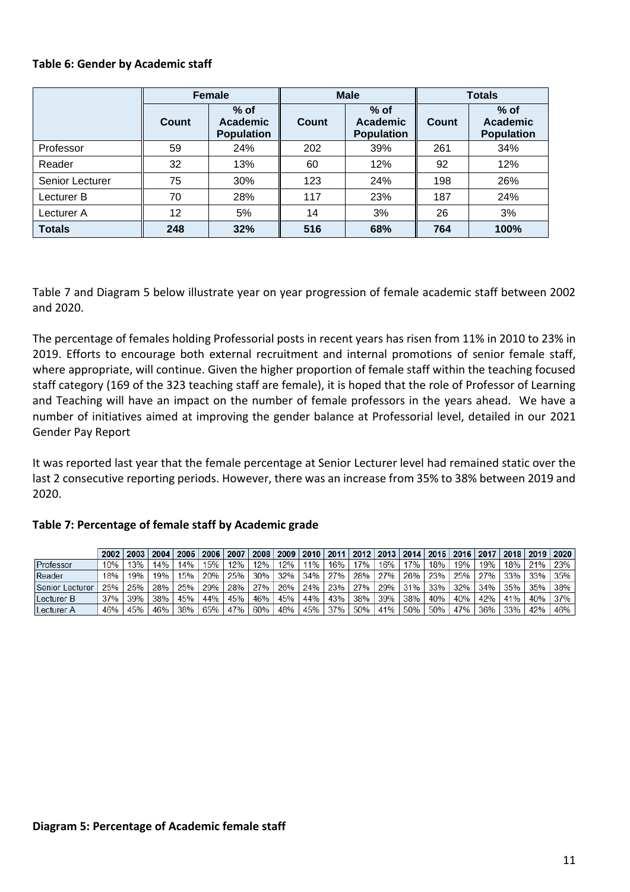**Table 6: Gender by Academic staff**

| | Female | | Male | | Totals | |
|---|---|---|---|---|---|---|
| | Count | % of Academic Population | Count | % of Academic Population | Count | % of Academic Population |
| Professor | 59 | 24% | 202 | 39% | 261 | 34% |
| Reader | 32 | 13% | 60 | 12% | 92 | 12% |
| Senior Lecturer | 75 | 30% | 123 | 24% | 198 | 26% |
| Lecturer B | 70 | 28% | 117 | 23% | 187 | 24% |
| Lecturer A | 12 | 5% | 14 | 3% | 26 | 3% |
| **Totals** | **248** | **32%** | **516** | **68%** | **764** | **100%** |

Table 7 and Diagram 5 below illustrate year on year progression of female academic staff between 2002 and 2020.

The percentage of females holding Professorial posts in recent years has risen from 11% in 2010 to 23% in 2019. Efforts to encourage both external recruitment and internal promotions of senior female staff, where appropriate, will continue. Given the higher proportion of female staff within the teaching focused staff category (169 of the 323 teaching staff are female), it is hoped that the role of Professor of Learning and Teaching will have an impact on the number of female professors in the years ahead. We have a number of initiatives aimed at improving the gender balance at Professorial level, detailed in our 2021 Gender Pay Report

It was reported last year that the female percentage at Senior Lecturer level had remained static over the last 2 consecutive reporting periods. However, there was an increase from 35% to 38% between 2019 and 2020.

**Table 7: Percentage of female staff by Academic grade**

| | 2002 | 2003 | 2004 | 2005 | 2006 | 2007 | 2008 | 2009 | 2010 | 2011 | 2012 | 2013 | 2014 | 2015 | 2016 | 2017 | 2018 | 2019 | 2020 |
|---|---|---|---|---|---|---|---|---|---|---|---|---|---|---|---|---|---|---|---|
| Professor | 10% | 13% | 14% | 14% | 15% | 12% | 12% | 12% | 11% | 16% | 17% | 16% | 17% | 18% | 19% | 19% | 18% | 21% | 23% |
| Reader | 18% | 19% | 19% | 15% | 20% | 25% | 30% | 32% | 34% | 27% | 28% | 27% | 26% | 23% | 25% | 27% | 33% | 33% | 35% |
| Senior Lecturer | 25% | 25% | 28% | 25% | 29% | 28% | 27% | 26% | 24% | 23% | 27% | 29% | 31% | 33% | 32% | 34% | 35% | 35% | 38% |
| Lecturer B | 37% | 39% | 38% | 45% | 44% | 45% | 46% | 45% | 44% | 43% | 38% | 39% | 38% | 40% | 40% | 42% | 41% | 40% | 37% |
| Lecturer A | 46% | 45% | 46% | 38% | 65% | 47% | 60% | 48% | 45% | 37% | 50% | 41% | 50% | 50% | 47% | 36% | 33% | 42% | 46% |

**Diagram 5: Percentage of Academic female staff**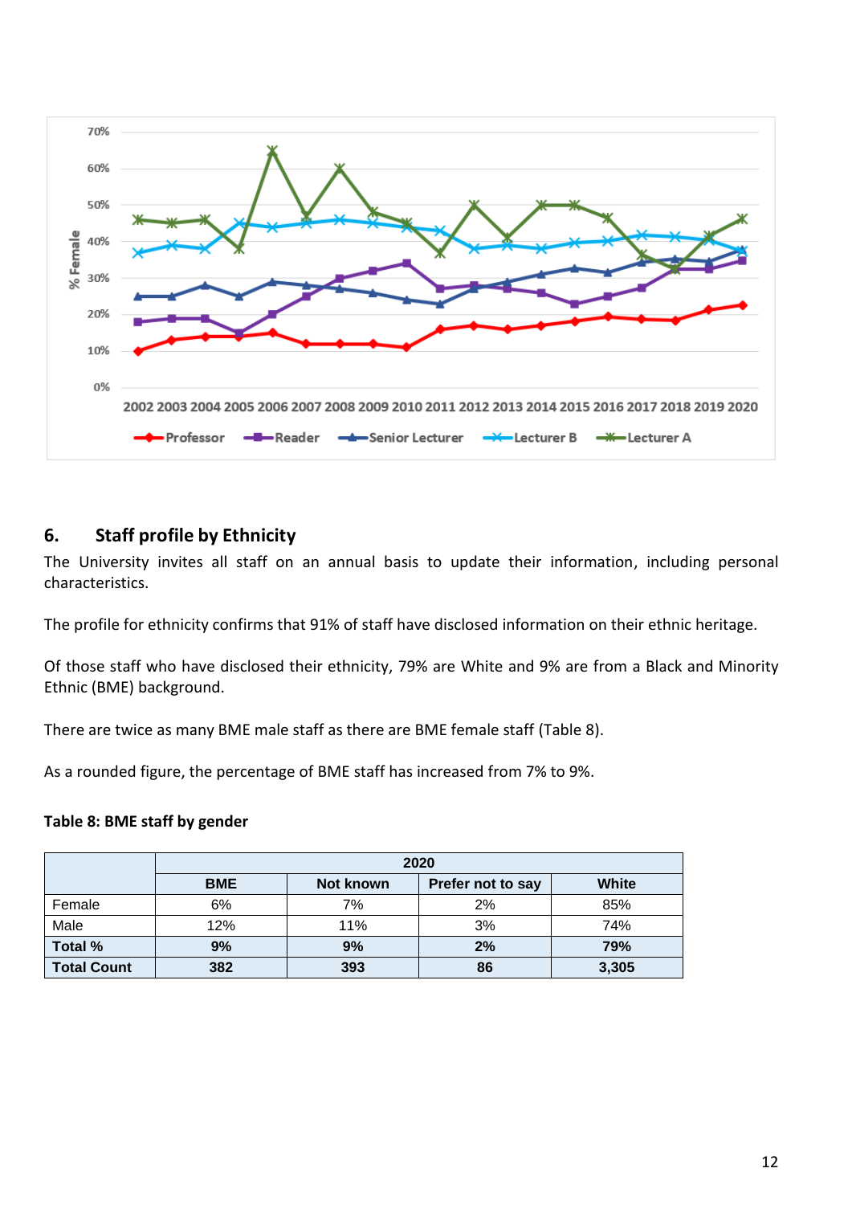## 6. Staff profile by Ethnicity

The University invites all staff on an annual basis to update their information, including personal characteristics.

The profile for ethnicity confirms that 91% of staff have disclosed information on their ethnic heritage.

Of those staff who have disclosed their ethnicity, 79% are White and 9% are from a Black and Minority Ethnic (BME) background.

There are twice as many BME male staff as there are BME female staff (Table 8).

As a rounded figure, the percentage of BME staff has increased from 7% to 9%.

**Table 8: BME staff by gender**

| | 2020 | | | |
|---|---|---|---|---|
| | **BME** | **Not known** | **Prefer not to say** | **White** |
| Female | 6% | 7% | 2% | 85% |
| Male | 12% | 11% | 3% | 74% |
| **Total %** | **9%** | **9%** | **2%** | **79%** |
| **Total Count** | **382** | **393** | **86** | **3,305** |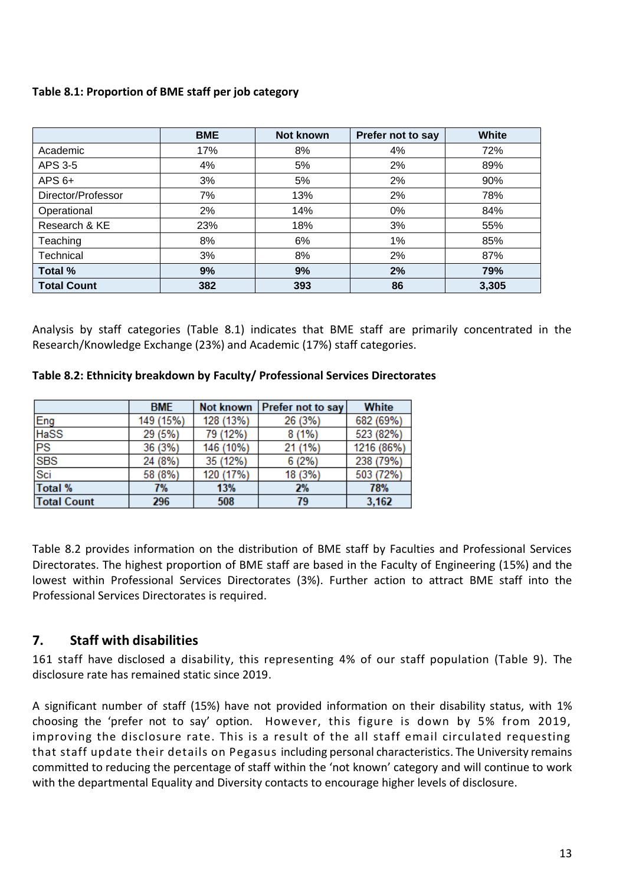**Table 8.1: Proportion of BME staff per job category**

| | BME | Not known | Prefer not to say | White |
|---|---|---|---|---|
| Academic | 17% | 8% | 4% | 72% |
| APS 3-5 | 4% | 5% | 2% | 89% |
| APS 6+ | 3% | 5% | 2% | 90% |
| Director/Professor | 7% | 13% | 2% | 78% |
| Operational | 2% | 14% | 0% | 84% |
| Research & KE | 23% | 18% | 3% | 55% |
| Teaching | 8% | 6% | 1% | 85% |
| Technical | 3% | 8% | 2% | 87% |
| **Total %** | **9%** | **9%** | **2%** | **79%** |
| **Total Count** | **382** | **393** | **86** | **3,305** |

Analysis by staff categories (Table 8.1) indicates that BME staff are primarily concentrated in the Research/Knowledge Exchange (23%) and Academic (17%) staff categories.

**Table 8.2: Ethnicity breakdown by Faculty/ Professional Services Directorates**

| | BME | Not known | Prefer not to say | White |
|---|---|---|---|---|
| Eng | 149 (15%) | 128 (13%) | 26 (3%) | 682 (69%) |
| HaSS | 29 (5%) | 79 (12%) | 8 (1%) | 523 (82%) |
| PS | 36 (3%) | 146 (10%) | 21 (1%) | 1216 (86%) |
| SBS | 24 (8%) | 35 (12%) | 6 (2%) | 238 (79%) |
| Sci | 58 (8%) | 120 (17%) | 18 (3%) | 503 (72%) |
| **Total %** | **7%** | **13%** | **2%** | **78%** |
| **Total Count** | **296** | **508** | **79** | **3,162** |

Table 8.2 provides information on the distribution of BME staff by Faculties and Professional Services Directorates. The highest proportion of BME staff are based in the Faculty of Engineering (15%) and the lowest within Professional Services Directorates (3%). Further action to attract BME staff into the Professional Services Directorates is required.

## 7. Staff with disabilities

161 staff have disclosed a disability, this representing 4% of our staff population (Table 9). The disclosure rate has remained static since 2019.

A significant number of staff (15%) have not provided information on their disability status, with 1% choosing the 'prefer not to say' option. However, this figure is down by 5% from 2019, improving the disclosure rate. This is a result of the all staff email circulated requesting that staff update their details on Pegasus including personal characteristics. The University remains committed to reducing the percentage of staff within the 'not known' category and will continue to work with the departmental Equality and Diversity contacts to encourage higher levels of disclosure.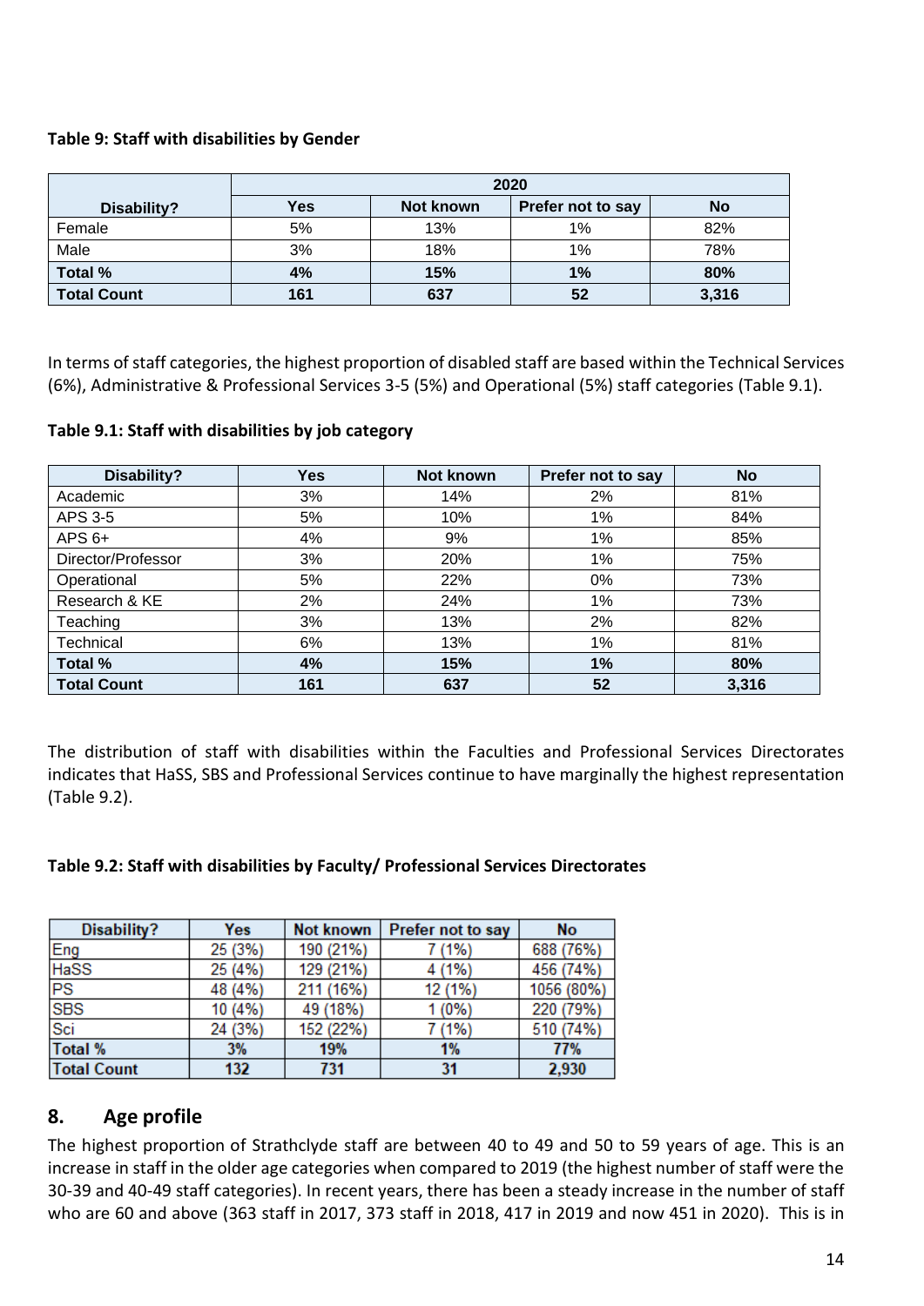**Table 9: Staff with disabilities by Gender**

| Disability? | 2020 | | | |
|---|---|---|---|---|
| | Yes | Not known | Prefer not to say | No |
| Female | 5% | 13% | 1% | 82% |
| Male | 3% | 18% | 1% | 78% |
| **Total %** | **4%** | **15%** | **1%** | **80%** |
| **Total Count** | **161** | **637** | **52** | **3,316** |

In terms of staff categories, the highest proportion of disabled staff are based within the Technical Services (6%), Administrative & Professional Services 3-5 (5%) and Operational (5%) staff categories (Table 9.1).

**Table 9.1: Staff with disabilities by job category**

| Disability? | Yes | Not known | Prefer not to say | No |
|---|---|---|---|---|
| Academic | 3% | 14% | 2% | 81% |
| APS 3-5 | 5% | 10% | 1% | 84% |
| APS 6+ | 4% | 9% | 1% | 85% |
| Director/Professor | 3% | 20% | 1% | 75% |
| Operational | 5% | 22% | 0% | 73% |
| Research & KE | 2% | 24% | 1% | 73% |
| Teaching | 3% | 13% | 2% | 82% |
| Technical | 6% | 13% | 1% | 81% |
| **Total %** | **4%** | **15%** | **1%** | **80%** |
| **Total Count** | **161** | **637** | **52** | **3,316** |

The distribution of staff with disabilities within the Faculties and Professional Services Directorates indicates that HaSS, SBS and Professional Services continue to have marginally the highest representation (Table 9.2).

**Table 9.2: Staff with disabilities by Faculty/ Professional Services Directorates**

| Disability? | Yes | Not known | Prefer not to say | No |
|---|---|---|---|---|
| Eng | 25 (3%) | 190 (21%) | 7 (1%) | 688 (76%) |
| HaSS | 25 (4%) | 129 (21%) | 4 (1%) | 456 (74%) |
| PS | 48 (4%) | 211 (16%) | 12 (1%) | 1056 (80%) |
| SBS | 10 (4%) | 49 (18%) | 1 (0%) | 220 (79%) |
| Sci | 24 (3%) | 152 (22%) | 7 (1%) | 510 (74%) |
| **Total %** | **3%** | **19%** | **1%** | **77%** |
| **Total Count** | **132** | **731** | **31** | **2,930** |

## 8. Age profile

The highest proportion of Strathclyde staff are between 40 to 49 and 50 to 59 years of age. This is an increase in staff in the older age categories when compared to 2019 (the highest number of staff were the 30-39 and 40-49 staff categories). In recent years, there has been a steady increase in the number of staff who are 60 and above (363 staff in 2017, 373 staff in 2018, 417 in 2019 and now 451 in 2020). This is in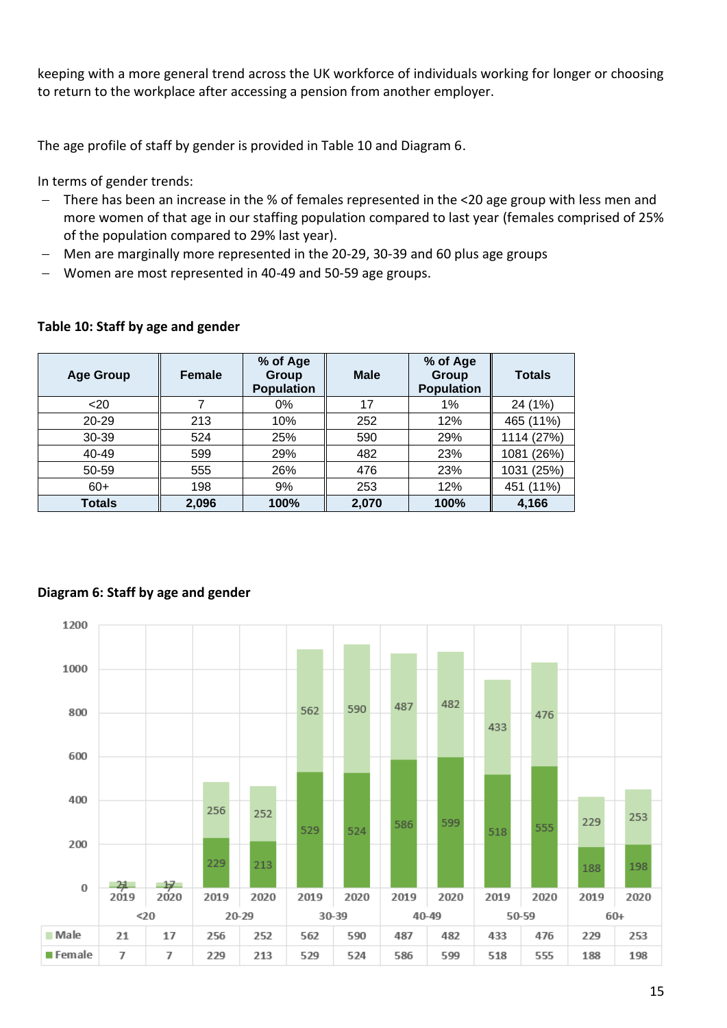keeping with a more general trend across the UK workforce of individuals working for longer or choosing to return to the workplace after accessing a pension from another employer.

The age profile of staff by gender is provided in Table 10 and Diagram 6.

In terms of gender trends:

- There has been an increase in the % of females represented in the <20 age group with less men and more women of that age in our staffing population compared to last year (females comprised of 25% of the population compared to 29% last year).
- Men are marginally more represented in the 20-29, 30-39 and 60 plus age groups
- Women are most represented in 40-49 and 50-59 age groups.

**Table 10: Staff by age and gender**

| Age Group | Female | % of Age Group Population | Male | % of Age Group Population | Totals |
|---|---|---|---|---|---|
| <20 | 7 | 0% | 17 | 1% | 24 (1%) |
| 20-29 | 213 | 10% | 252 | 12% | 465 (11%) |
| 30-39 | 524 | 25% | 590 | 29% | 1114 (27%) |
| 40-49 | 599 | 29% | 482 | 23% | 1081 (26%) |
| 50-59 | 555 | 26% | 476 | 23% | 1031 (25%) |
| 60+ | 198 | 9% | 253 | 12% | 451 (11%) |
| **Totals** | **2,096** | **100%** | **2,070** | **100%** | **4,166** |

**Diagram 6: Staff by age and gender**

| | <20 2019 | <20 2020 | 20-29 2019 | 20-29 2020 | 30-39 2019 | 30-39 2020 | 40-49 2019 | 40-49 2020 | 50-59 2019 | 50-59 2020 | 60+ 2019 | 60+ 2020 |
|---|---|---|---|---|---|---|---|---|---|---|---|---|
| Male | 21 | 17 | 256 | 252 | 562 | 590 | 487 | 482 | 433 | 476 | 229 | 253 |
| Female | 7 | 7 | 229 | 213 | 529 | 524 | 586 | 599 | 518 | 555 | 188 | 198 |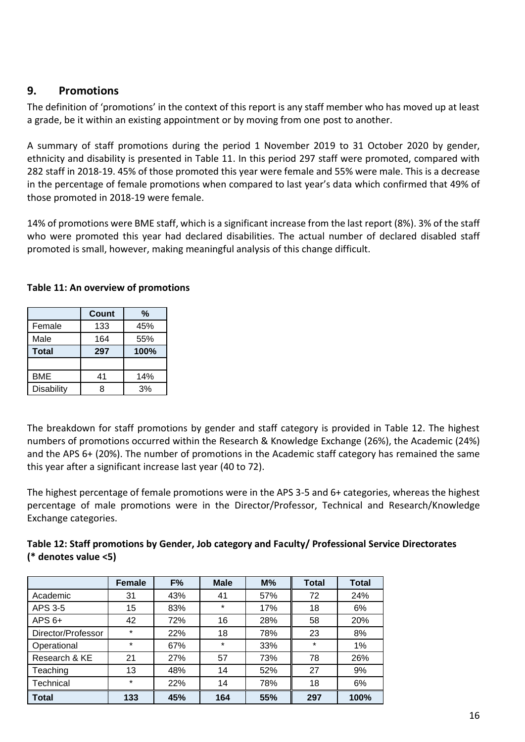## 9. Promotions

The definition of 'promotions' in the context of this report is any staff member who has moved up at least a grade, be it within an existing appointment or by moving from one post to another.

A summary of staff promotions during the period 1 November 2019 to 31 October 2020 by gender, ethnicity and disability is presented in Table 11. In this period 297 staff were promoted, compared with 282 staff in 2018-19. 45% of those promoted this year were female and 55% were male. This is a decrease in the percentage of female promotions when compared to last year's data which confirmed that 49% of those promoted in 2018-19 were female.

14% of promotions were BME staff, which is a significant increase from the last report (8%). 3% of the staff who were promoted this year had declared disabilities. The actual number of declared disabled staff promoted is small, however, making meaningful analysis of this change difficult.

**Table 11: An overview of promotions**

| | Count | % |
|---|---|---|
| Female | 133 | 45% |
| Male | 164 | 55% |
| **Total** | **297** | **100%** |
| | | |
| BME | 41 | 14% |
| Disability | 8 | 3% |

The breakdown for staff promotions by gender and staff category is provided in Table 12. The highest numbers of promotions occurred within the Research & Knowledge Exchange (26%), the Academic (24%) and the APS 6+ (20%). The number of promotions in the Academic staff category has remained the same this year after a significant increase last year (40 to 72).

The highest percentage of female promotions were in the APS 3-5 and 6+ categories, whereas the highest percentage of male promotions were in the Director/Professor, Technical and Research/Knowledge Exchange categories.

**Table 12: Staff promotions by Gender, Job category and Faculty/ Professional Service Directorates (* denotes value <5)**

| | Female | F% | Male | M% | Total | Total |
|---|---|---|---|---|---|---|
| Academic | 31 | 43% | 41 | 57% | 72 | 24% |
| APS 3-5 | 15 | 83% | * | 17% | 18 | 6% |
| APS 6+ | 42 | 72% | 16 | 28% | 58 | 20% |
| Director/Professor | * | 22% | 18 | 78% | 23 | 8% |
| Operational | * | 67% | * | 33% | * | 1% |
| Research & KE | 21 | 27% | 57 | 73% | 78 | 26% |
| Teaching | 13 | 48% | 14 | 52% | 27 | 9% |
| Technical | * | 22% | 14 | 78% | 18 | 6% |
| **Total** | **133** | **45%** | **164** | **55%** | **297** | **100%** |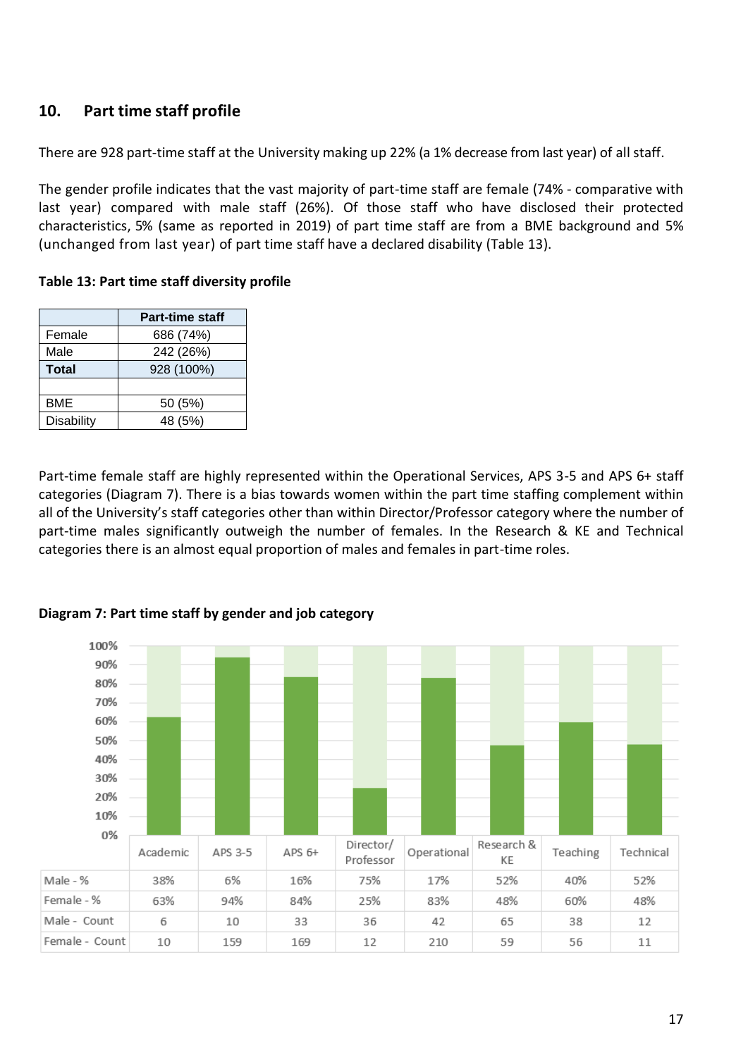## 10. Part time staff profile

There are 928 part-time staff at the University making up 22% (a 1% decrease from last year) of all staff.

The gender profile indicates that the vast majority of part-time staff are female (74% - comparative with last year) compared with male staff (26%). Of those staff who have disclosed their protected characteristics, 5% (same as reported in 2019) of part time staff are from a BME background and 5% (unchanged from last year) of part time staff have a declared disability (Table 13).

**Table 13: Part time staff diversity profile**

| | Part-time staff |
|---|---|
| Female | 686 (74%) |
| Male | 242 (26%) |
| **Total** | 928 (100%) |
| | |
| BME | 50 (5%) |
| Disability | 48 (5%) |

Part-time female staff are highly represented within the Operational Services, APS 3-5 and APS 6+ staff categories (Diagram 7). There is a bias towards women within the part time staffing complement within all of the University's staff categories other than within Director/Professor category where the number of part-time males significantly outweigh the number of females. In the Research & KE and Technical categories there is an almost equal proportion of males and females in part-time roles.

**Diagram 7: Part time staff by gender and job category**

| | Academic | APS 3-5 | APS 6+ | Director/ Professor | Operational | Research & KE | Teaching | Technical |
|---|---|---|---|---|---|---|---|---|
| Male - % | 38% | 6% | 16% | 75% | 17% | 52% | 40% | 52% |
| Female - % | 63% | 94% | 84% | 25% | 83% | 48% | 60% | 48% |
| Male - Count | 6 | 10 | 33 | 36 | 42 | 65 | 38 | 12 |
| Female - Count | 10 | 159 | 169 | 12 | 210 | 59 | 56 | 11 |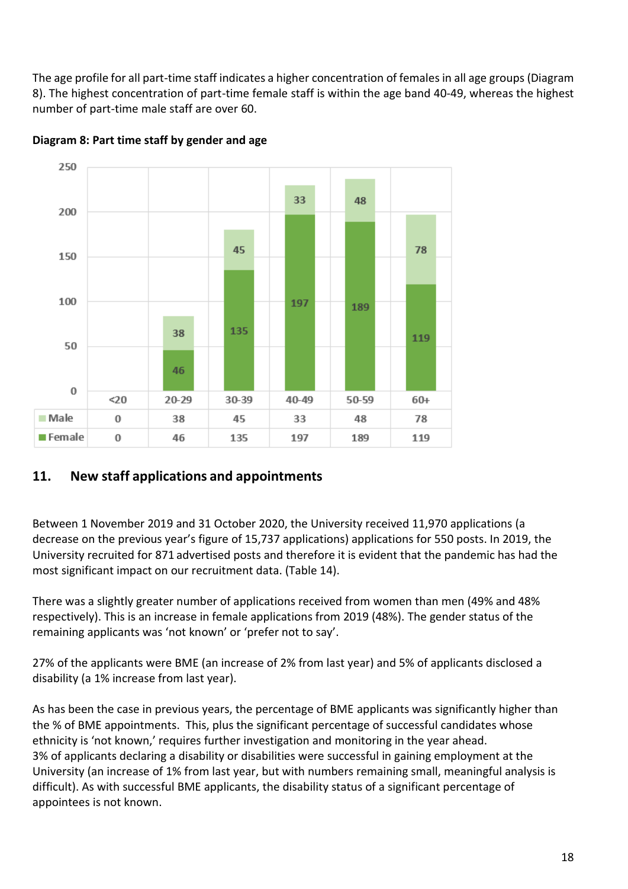The age profile for all part-time staff indicates a higher concentration of females in all age groups (Diagram 8). The highest concentration of part-time female staff is within the age band 40-49, whereas the highest number of part-time male staff are over 60.

**Diagram 8: Part time staff by gender and age**

|  | <20 | 20-29 | 30-39 | 40-49 | 50-59 | 60+ |
|---|---|---|---|---|---|---|
| Male | 0 | 38 | 45 | 33 | 48 | 78 |
| Female | 0 | 46 | 135 | 197 | 189 | 119 |

## 11. New staff applications and appointments

Between 1 November 2019 and 31 October 2020, the University received 11,970 applications (a decrease on the previous year's figure of 15,737 applications) applications for 550 posts. In 2019, the University recruited for 871 advertised posts and therefore it is evident that the pandemic has had the most significant impact on our recruitment data. (Table 14).

There was a slightly greater number of applications received from women than men (49% and 48% respectively). This is an increase in female applications from 2019 (48%). The gender status of the remaining applicants was 'not known' or 'prefer not to say'.

27% of the applicants were BME (an increase of 2% from last year) and 5% of applicants disclosed a disability (a 1% increase from last year).

As has been the case in previous years, the percentage of BME applicants was significantly higher than the % of BME appointments. This, plus the significant percentage of successful candidates whose ethnicity is 'not known,' requires further investigation and monitoring in the year ahead.
3% of applicants declaring a disability or disabilities were successful in gaining employment at the University (an increase of 1% from last year, but with numbers remaining small, meaningful analysis is difficult). As with successful BME applicants, the disability status of a significant percentage of appointees is not known.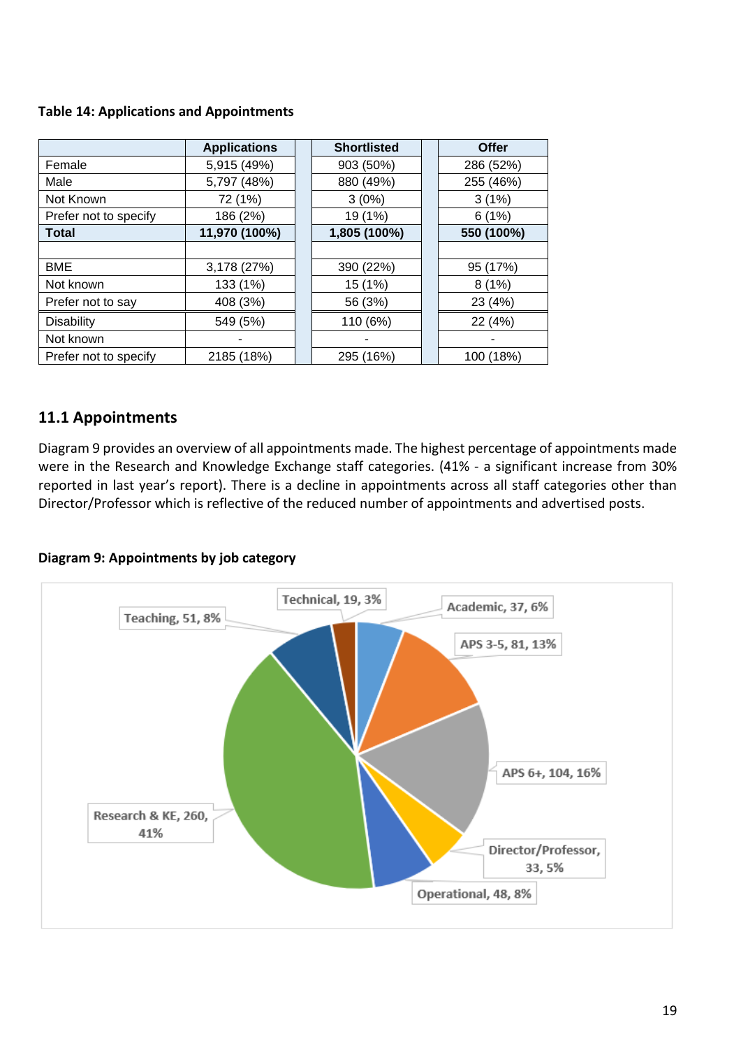**Table 14: Applications and Appointments**

| | Applications | Shortlisted | Offer |
|---|---|---|---|
| Female | 5,915 (49%) | 903 (50%) | 286 (52%) |
| Male | 5,797 (48%) | 880 (49%) | 255 (46%) |
| Not Known | 72 (1%) | 3 (0%) | 3 (1%) |
| Prefer not to specify | 186 (2%) | 19 (1%) | 6 (1%) |
| **Total** | **11,970 (100%)** | **1,805 (100%)** | **550 (100%)** |
| | | | |
| BME | 3,178 (27%) | 390 (22%) | 95 (17%) |
| Not known | 133 (1%) | 15 (1%) | 8 (1%) |
| Prefer not to say | 408 (3%) | 56 (3%) | 23 (4%) |
| Disability | 549 (5%) | 110 (6%) | 22 (4%) |
| Not known | - | - | - |
| Prefer not to specify | 2185 (18%) | 295 (16%) | 100 (18%) |

## 11.1 Appointments

Diagram 9 provides an overview of all appointments made. The highest percentage of appointments made were in the Research and Knowledge Exchange staff categories. (41% - a significant increase from 30% reported in last year's report). There is a decline in appointments across all staff categories other than Director/Professor which is reflective of the reduced number of appointments and advertised posts.

**Diagram 9: Appointments by job category**

- Academic, 37, 6%
- APS 3-5, 81, 13%
- APS 6+, 104, 16%
- Director/Professor, 33, 5%
- Operational, 48, 8%
- Research & KE, 260, 41%
- Teaching, 51, 8%
- Technical, 19, 3%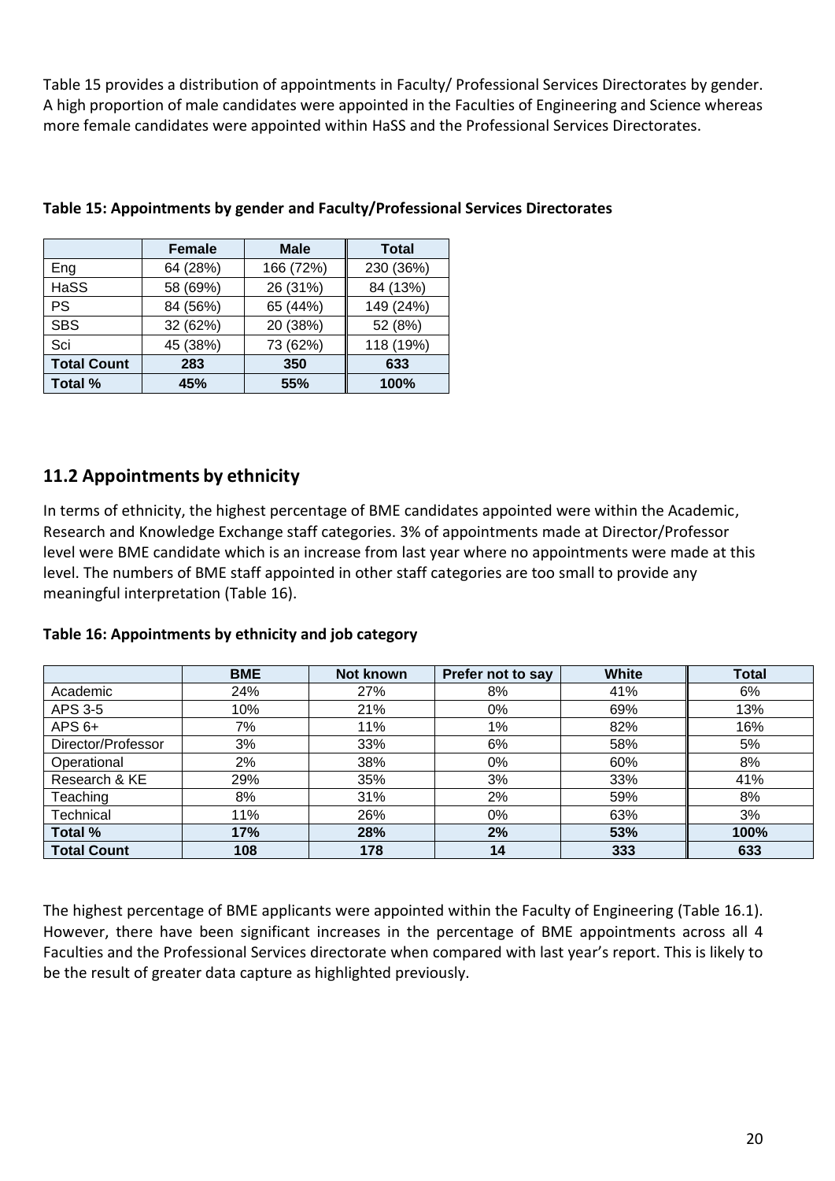Table 15 provides a distribution of appointments in Faculty/ Professional Services Directorates by gender. A high proportion of male candidates were appointed in the Faculties of Engineering and Science whereas more female candidates were appointed within HaSS and the Professional Services Directorates.

**Table 15: Appointments by gender and Faculty/Professional Services Directorates**

| | Female | Male | Total |
|---|---|---|---|
| Eng | 64 (28%) | 166 (72%) | 230 (36%) |
| HaSS | 58 (69%) | 26 (31%) | 84 (13%) |
| PS | 84 (56%) | 65 (44%) | 149 (24%) |
| SBS | 32 (62%) | 20 (38%) | 52 (8%) |
| Sci | 45 (38%) | 73 (62%) | 118 (19%) |
| **Total Count** | **283** | **350** | **633** |
| **Total %** | **45%** | **55%** | **100%** |

## 11.2 Appointments by ethnicity

In terms of ethnicity, the highest percentage of BME candidates appointed were within the Academic, Research and Knowledge Exchange staff categories. 3% of appointments made at Director/Professor level were BME candidate which is an increase from last year where no appointments were made at this level. The numbers of BME staff appointed in other staff categories are too small to provide any meaningful interpretation (Table 16).

**Table 16: Appointments by ethnicity and job category**

| | BME | Not known | Prefer not to say | White | Total |
|---|---|---|---|---|---|
| Academic | 24% | 27% | 8% | 41% | 6% |
| APS 3-5 | 10% | 21% | 0% | 69% | 13% |
| APS 6+ | 7% | 11% | 1% | 82% | 16% |
| Director/Professor | 3% | 33% | 6% | 58% | 5% |
| Operational | 2% | 38% | 0% | 60% | 8% |
| Research & KE | 29% | 35% | 3% | 33% | 41% |
| Teaching | 8% | 31% | 2% | 59% | 8% |
| Technical | 11% | 26% | 0% | 63% | 3% |
| **Total %** | **17%** | **28%** | **2%** | **53%** | **100%** |
| **Total Count** | **108** | **178** | **14** | **333** | **633** |

The highest percentage of BME applicants were appointed within the Faculty of Engineering (Table 16.1). However, there have been significant increases in the percentage of BME appointments across all 4 Faculties and the Professional Services directorate when compared with last year's report. This is likely to be the result of greater data capture as highlighted previously.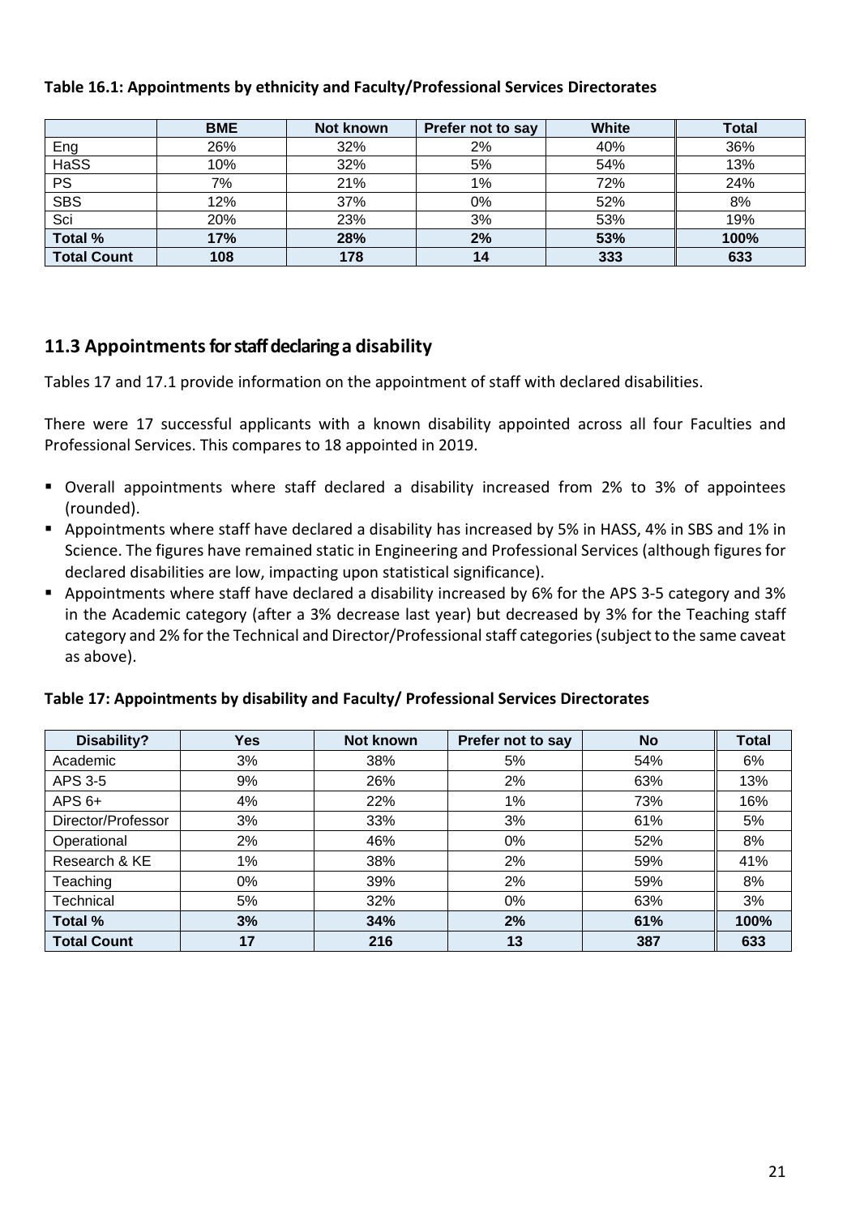**Table 16.1: Appointments by ethnicity and Faculty/Professional Services Directorates**

| | BME | Not known | Prefer not to say | White | Total |
|---|---|---|---|---|---|
| Eng | 26% | 32% | 2% | 40% | 36% |
| HaSS | 10% | 32% | 5% | 54% | 13% |
| PS | 7% | 21% | 1% | 72% | 24% |
| SBS | 12% | 37% | 0% | 52% | 8% |
| Sci | 20% | 23% | 3% | 53% | 19% |
| **Total %** | **17%** | **28%** | **2%** | **53%** | **100%** |
| **Total Count** | **108** | **178** | **14** | **333** | **633** |

## 11.3 Appointments for staff declaring a disability

Tables 17 and 17.1 provide information on the appointment of staff with declared disabilities.

There were 17 successful applicants with a known disability appointed across all four Faculties and Professional Services. This compares to 18 appointed in 2019.

- Overall appointments where staff declared a disability increased from 2% to 3% of appointees (rounded).
- Appointments where staff have declared a disability has increased by 5% in HASS, 4% in SBS and 1% in Science. The figures have remained static in Engineering and Professional Services (although figures for declared disabilities are low, impacting upon statistical significance).
- Appointments where staff have declared a disability increased by 6% for the APS 3-5 category and 3% in the Academic category (after a 3% decrease last year) but decreased by 3% for the Teaching staff category and 2% for the Technical and Director/Professional staff categories (subject to the same caveat as above).

**Table 17: Appointments by disability and Faculty/ Professional Services Directorates**

| Disability? | Yes | Not known | Prefer not to say | No | Total |
|---|---|---|---|---|---|
| Academic | 3% | 38% | 5% | 54% | 6% |
| APS 3-5 | 9% | 26% | 2% | 63% | 13% |
| APS 6+ | 4% | 22% | 1% | 73% | 16% |
| Director/Professor | 3% | 33% | 3% | 61% | 5% |
| Operational | 2% | 46% | 0% | 52% | 8% |
| Research & KE | 1% | 38% | 2% | 59% | 41% |
| Teaching | 0% | 39% | 2% | 59% | 8% |
| Technical | 5% | 32% | 0% | 63% | 3% |
| **Total %** | **3%** | **34%** | **2%** | **61%** | **100%** |
| **Total Count** | **17** | **216** | **13** | **387** | **633** |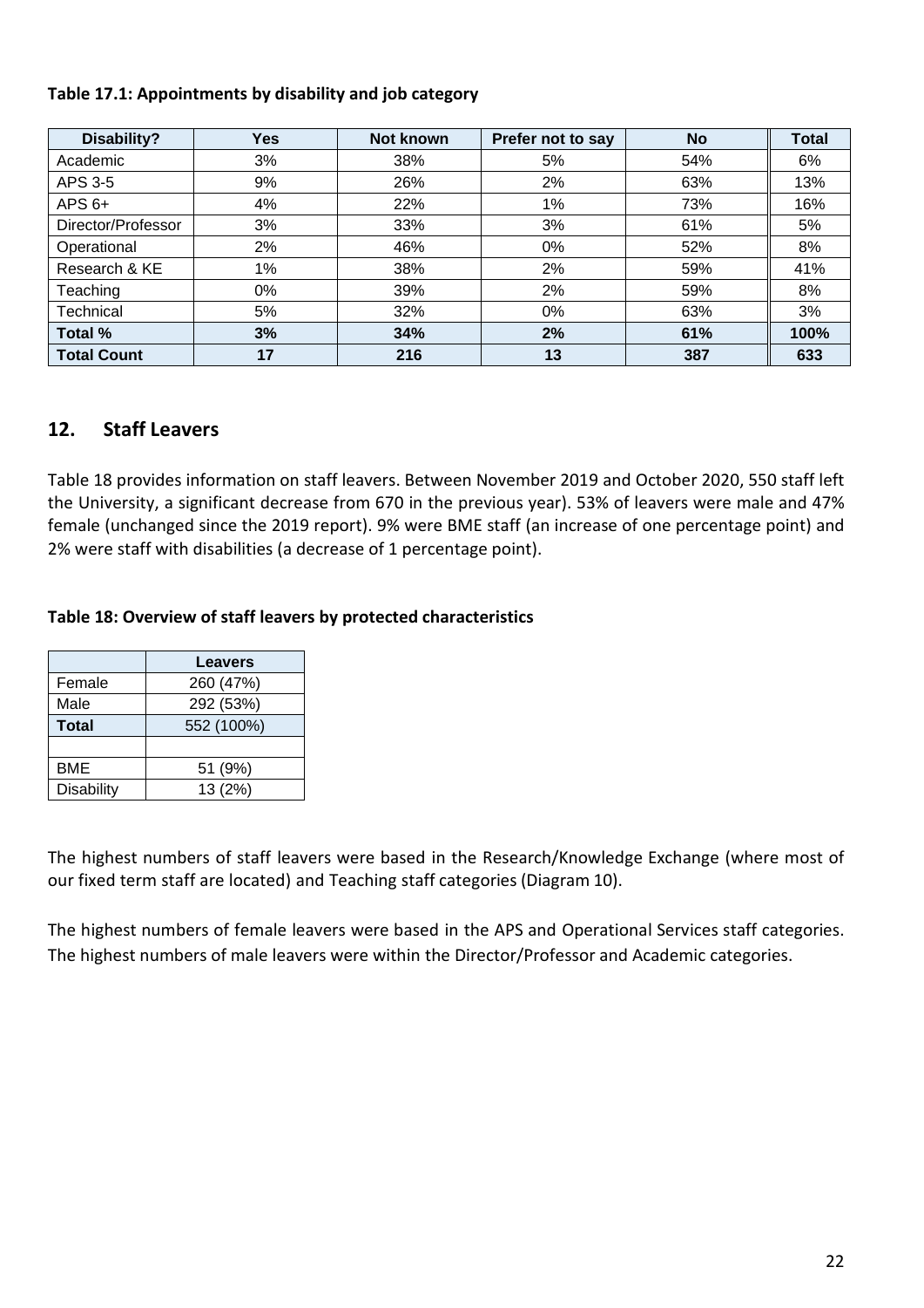**Table 17.1: Appointments by disability and job category**

| Disability? | Yes | Not known | Prefer not to say | No | Total |
|---|---|---|---|---|---|
| Academic | 3% | 38% | 5% | 54% | 6% |
| APS 3-5 | 9% | 26% | 2% | 63% | 13% |
| APS 6+ | 4% | 22% | 1% | 73% | 16% |
| Director/Professor | 3% | 33% | 3% | 61% | 5% |
| Operational | 2% | 46% | 0% | 52% | 8% |
| Research & KE | 1% | 38% | 2% | 59% | 41% |
| Teaching | 0% | 39% | 2% | 59% | 8% |
| Technical | 5% | 32% | 0% | 63% | 3% |
| **Total %** | **3%** | **34%** | **2%** | **61%** | **100%** |
| **Total Count** | **17** | **216** | **13** | **387** | **633** |

## 12. Staff Leavers

Table 18 provides information on staff leavers. Between November 2019 and October 2020, 550 staff left the University, a significant decrease from 670 in the previous year). 53% of leavers were male and 47% female (unchanged since the 2019 report). 9% were BME staff (an increase of one percentage point) and 2% were staff with disabilities (a decrease of 1 percentage point).

**Table 18: Overview of staff leavers by protected characteristics**

| | Leavers |
|---|---|
| Female | 260 (47%) |
| Male | 292 (53%) |
| **Total** | 552 (100%) |
| | |
| BME | 51 (9%) |
| Disability | 13 (2%) |

The highest numbers of staff leavers were based in the Research/Knowledge Exchange (where most of our fixed term staff are located) and Teaching staff categories (Diagram 10).

The highest numbers of female leavers were based in the APS and Operational Services staff categories. The highest numbers of male leavers were within the Director/Professor and Academic categories.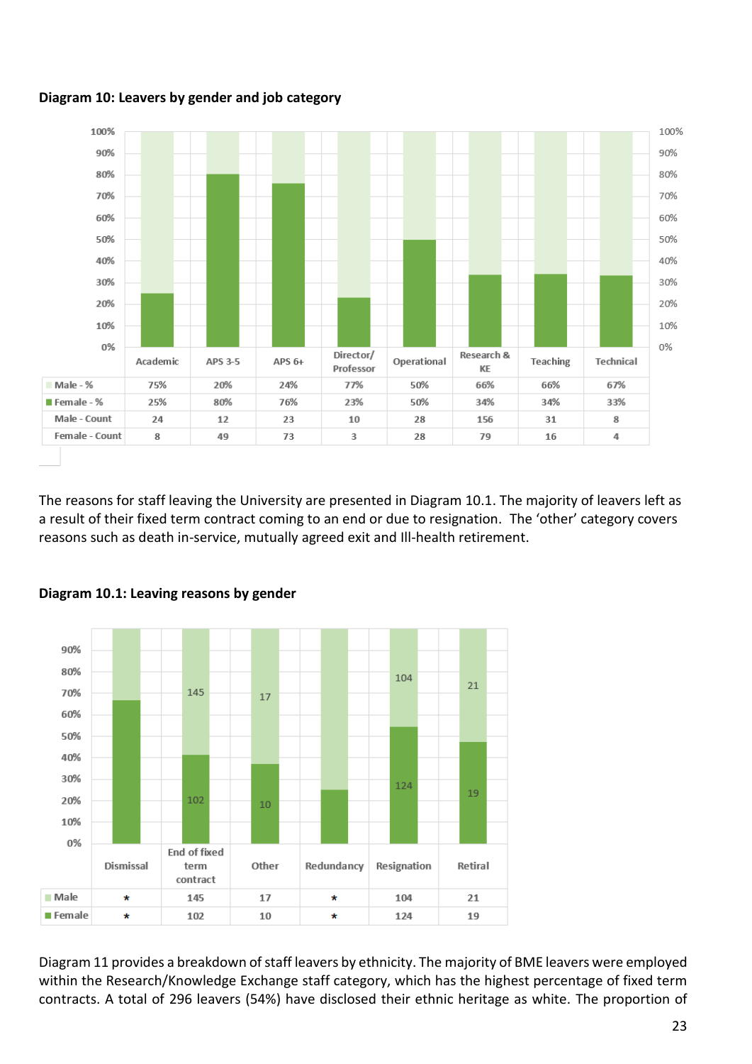**Diagram 10: Leavers by gender and job category**

| | Academic | APS 3-5 | APS 6+ | Director/ Professor | Operational | Research & KE | Teaching | Technical |
|---|---|---|---|---|---|---|---|---|
| Male - % | 75% | 20% | 24% | 77% | 50% | 66% | 66% | 67% |
| Female - % | 25% | 80% | 76% | 23% | 50% | 34% | 34% | 33% |
| Male - Count | 24 | 12 | 23 | 10 | 28 | 156 | 31 | 8 |
| Female - Count | 8 | 49 | 73 | 3 | 28 | 79 | 16 | 4 |

The reasons for staff leaving the University are presented in Diagram 10.1. The majority of leavers left as a result of their fixed term contract coming to an end or due to resignation. The 'other' category covers reasons such as death in-service, mutually agreed exit and Ill-health retirement.

**Diagram 10.1: Leaving reasons by gender**

| | Dismissal | End of fixed term contract | Other | Redundancy | Resignation | Retiral |
|---|---|---|---|---|---|---|
| Male | * | 145 | 17 | * | 104 | 21 |
| Female | * | 102 | 10 | * | 124 | 19 |

Diagram 11 provides a breakdown of staff leavers by ethnicity. The majority of BME leavers were employed within the Research/Knowledge Exchange staff category, which has the highest percentage of fixed term contracts. A total of 296 leavers (54%) have disclosed their ethnic heritage as white. The proportion of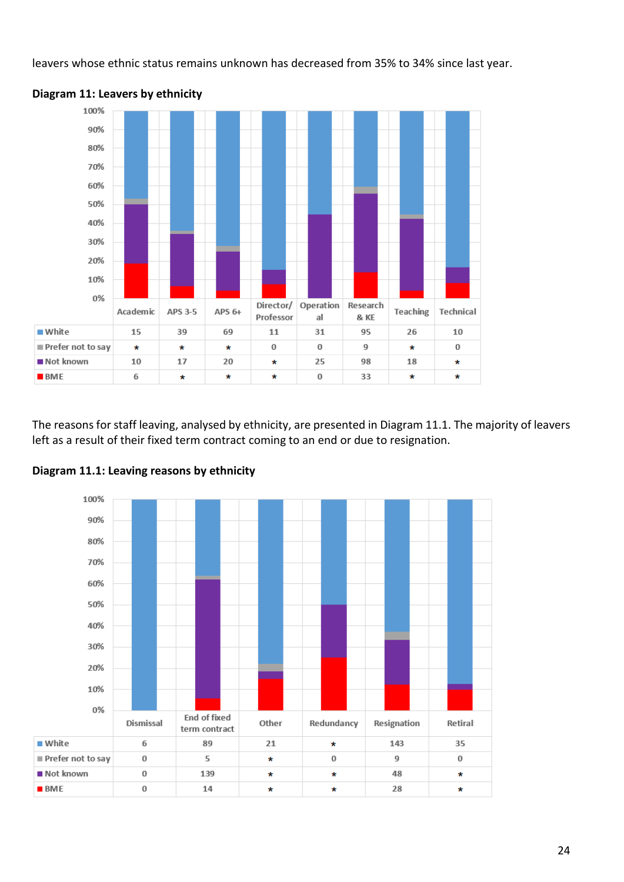leavers whose ethnic status remains unknown has decreased from 35% to 34% since last year.

**Diagram 11: Leavers by ethnicity**

|  | Academic | APS 3-5 | APS 6+ | Director/ Professor | Operational | Research & KE | Teaching | Technical |
|---|---|---|---|---|---|---|---|---|
| White | 15 | 39 | 69 | 11 | 31 | 95 | 26 | 10 |
| Prefer not to say | * | * | * | 0 | 0 | 9 | * | 0 |
| Not known | 10 | 17 | 20 | * | 25 | 98 | 18 | * |
| BME | 6 | * | * | * | 0 | 33 | * | * |

The reasons for staff leaving, analysed by ethnicity, are presented in Diagram 11.1. The majority of leavers left as a result of their fixed term contract coming to an end or due to resignation.

**Diagram 11.1: Leaving reasons by ethnicity**

|  | Dismissal | End of fixed term contract | Other | Redundancy | Resignation | Retiral |
|---|---|---|---|---|---|---|
| White | 6 | 89 | 21 | * | 143 | 35 |
| Prefer not to say | 0 | 5 | * | 0 | 9 | 0 |
| Not known | 0 | 139 | * | * | 48 | * |
| BME | 0 | 14 | * | * | 28 | * |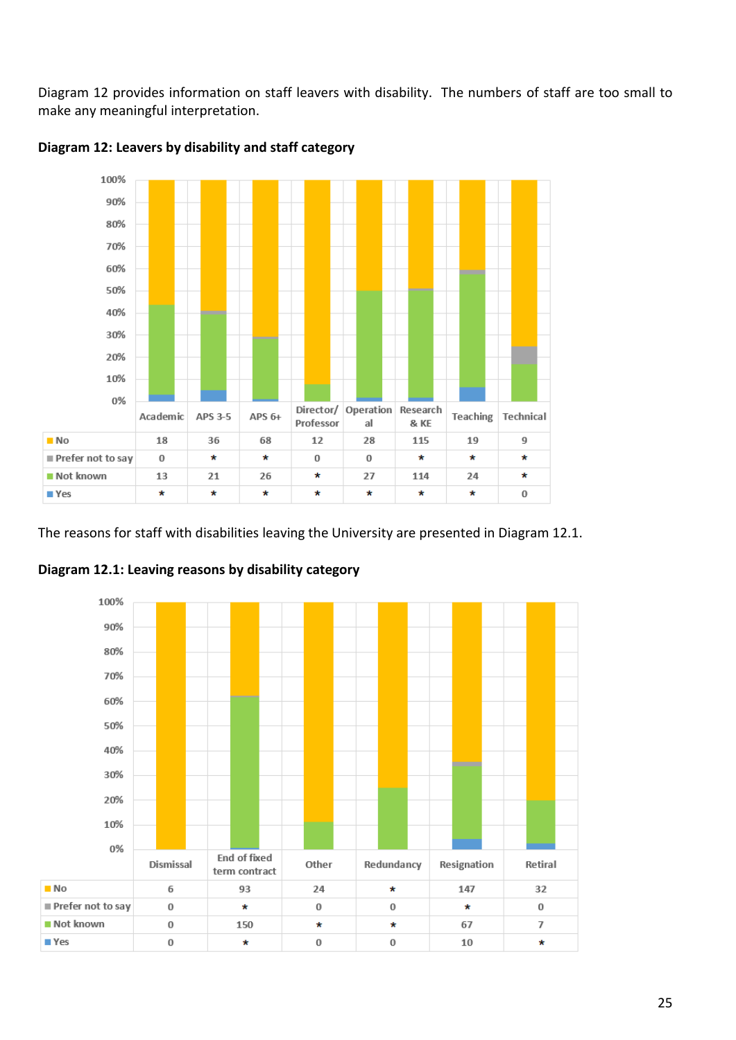Diagram 12 provides information on staff leavers with disability. The numbers of staff are too small to make any meaningful interpretation.

**Diagram 12: Leavers by disability and staff category**

| | Academic | APS 3-5 | APS 6+ | Director/ Professor | Operational | Research & KE | Teaching | Technical |
|---|---|---|---|---|---|---|---|---|
| No | 18 | 36 | 68 | 12 | 28 | 115 | 19 | 9 |
| Prefer not to say | 0 | * | * | 0 | 0 | * | * | * |
| Not known | 13 | 21 | 26 | * | 27 | 114 | 24 | * |
| Yes | * | * | * | * | * | * | * | 0 |

The reasons for staff with disabilities leaving the University are presented in Diagram 12.1.

**Diagram 12.1: Leaving reasons by disability category**

| | Dismissal | End of fixed term contract | Other | Redundancy | Resignation | Retiral |
|---|---|---|---|---|---|---|
| No | 6 | 93 | 24 | * | 147 | 32 |
| Prefer not to say | 0 | * | 0 | 0 | * | 0 |
| Not known | 0 | 150 | * | * | 67 | 7 |
| Yes | 0 | * | 0 | 0 | 10 | * |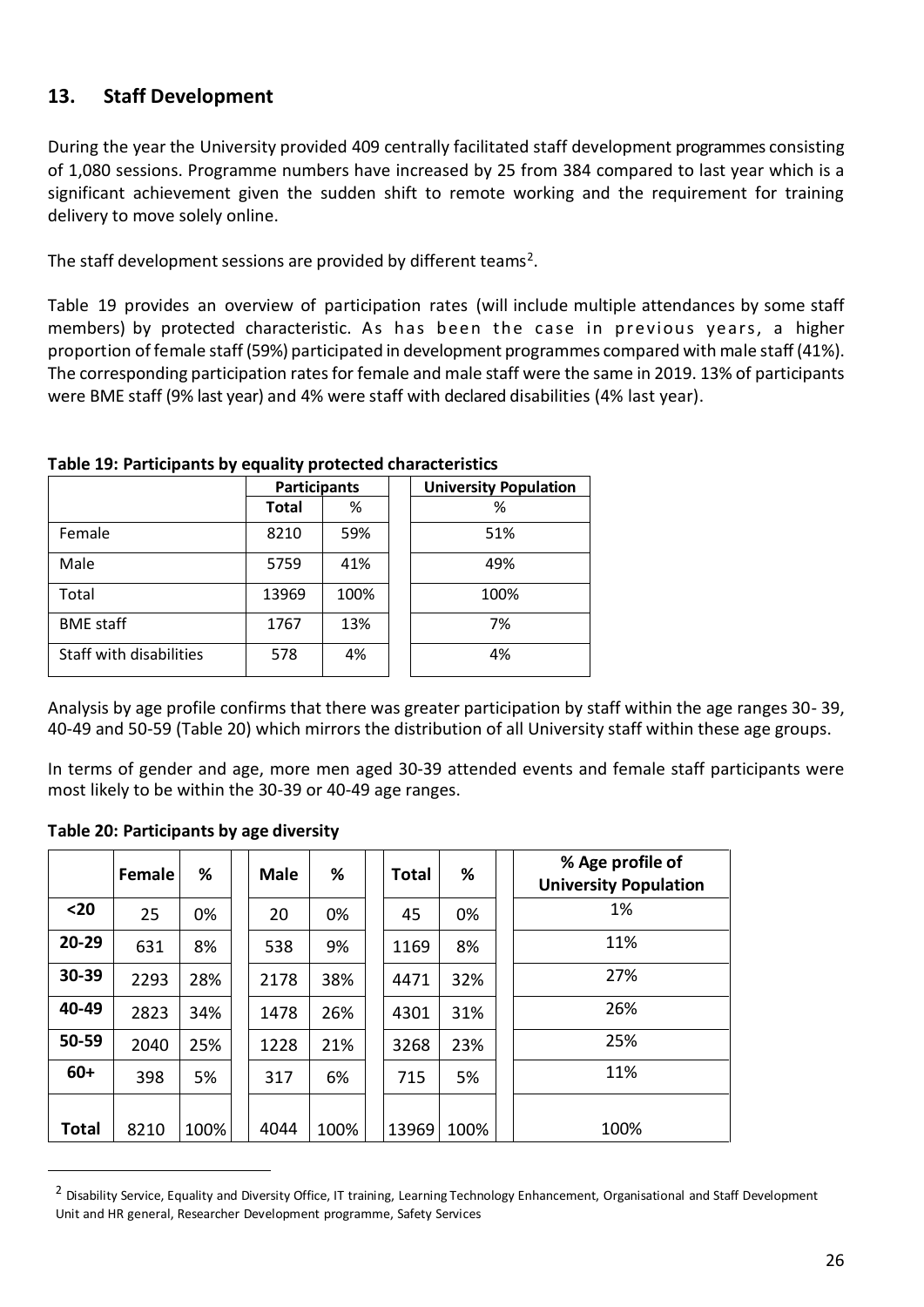## 13. Staff Development

During the year the University provided 409 centrally facilitated staff development programmes consisting of 1,080 sessions. Programme numbers have increased by 25 from 384 compared to last year which is a significant achievement given the sudden shift to remote working and the requirement for training delivery to move solely online.

The staff development sessions are provided by different teams[2].

Table 19 provides an overview of participation rates (will include multiple attendances by some staff members) by protected characteristic. As has been the case in previous years, a higher proportion of female staff (59%) participated in development programmes compared with male staff (41%). The corresponding participation rates for female and male staff were the same in 2019. 13% of participants were BME staff (9% last year) and 4% were staff with declared disabilities (4% last year).

**Table 19: Participants by equality protected characteristics**

| | Participants | | University Population |
|---|---|---|---|
| | Total | % | % |
| Female | 8210 | 59% | 51% |
| Male | 5759 | 41% | 49% |
| Total | 13969 | 100% | 100% |
| BME staff | 1767 | 13% | 7% |
| Staff with disabilities | 578 | 4% | 4% |

Analysis by age profile confirms that there was greater participation by staff within the age ranges 30- 39, 40-49 and 50-59 (Table 20) which mirrors the distribution of all University staff within these age groups.

In terms of gender and age, more men aged 30-39 attended events and female staff participants were most likely to be within the 30-39 or 40-49 age ranges.

**Table 20: Participants by age diversity**

| | Female | % | Male | % | Total | % | % Age profile of University Population |
|---|---|---|---|---|---|---|---|
| **<20** | 25 | 0% | 20 | 0% | 45 | 0% | 1% |
| **20-29** | 631 | 8% | 538 | 9% | 1169 | 8% | 11% |
| **30-39** | 2293 | 28% | 2178 | 38% | 4471 | 32% | 27% |
| **40-49** | 2823 | 34% | 1478 | 26% | 4301 | 31% | 26% |
| **50-59** | 2040 | 25% | 1228 | 21% | 3268 | 23% | 25% |
| **60+** | 398 | 5% | 317 | 6% | 715 | 5% | 11% |
| **Total** | 8210 | 100% | 4044 | 100% | 13969 | 100% | 100% |

[2] Disability Service, Equality and Diversity Office, IT training, Learning Technology Enhancement, Organisational and Staff Development Unit and HR general, Researcher Development programme, Safety Services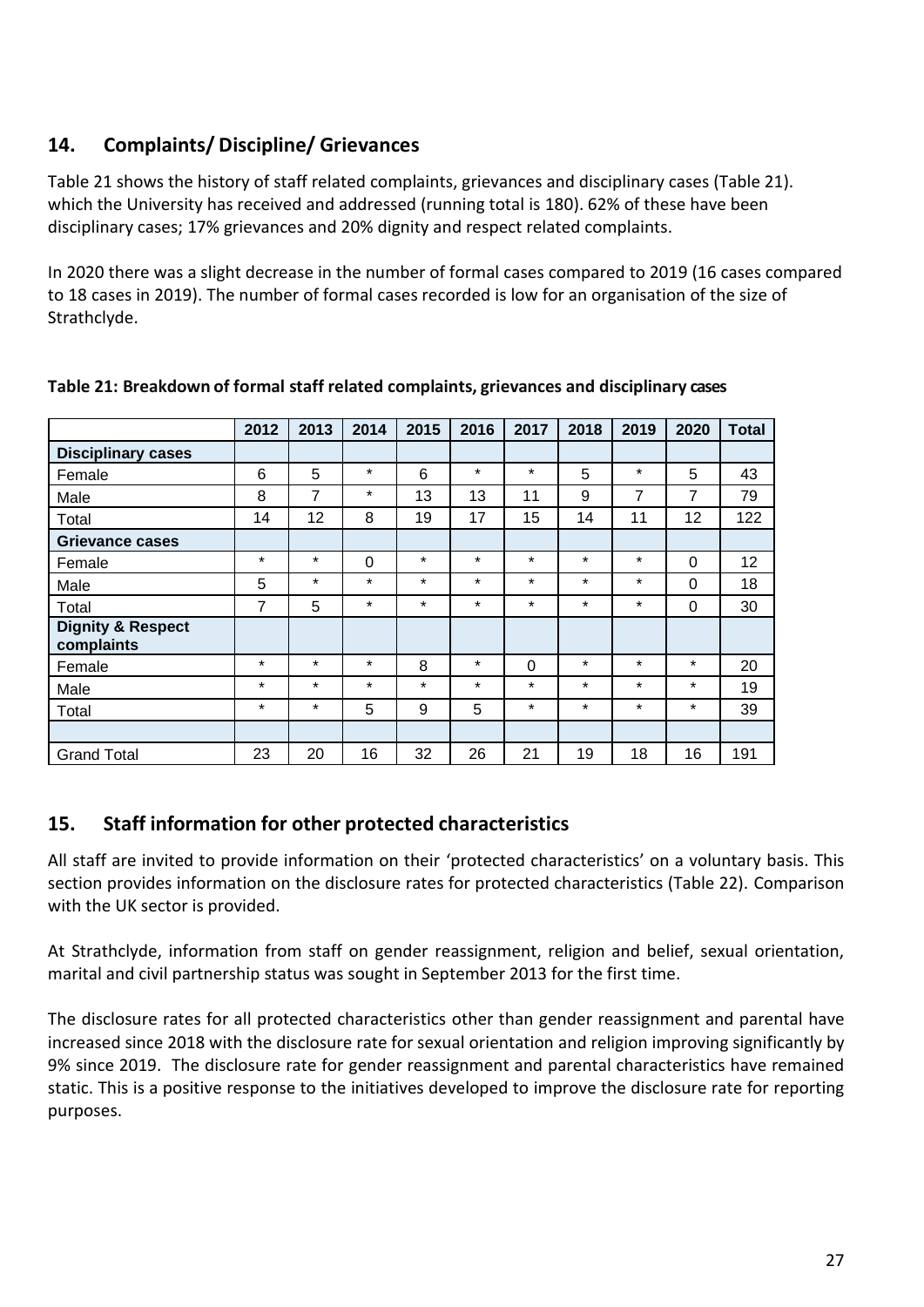## 14. Complaints/ Discipline/ Grievances

Table 21 shows the history of staff related complaints, grievances and disciplinary cases (Table 21). which the University has received and addressed (running total is 180). 62% of these have been disciplinary cases; 17% grievances and 20% dignity and respect related complaints.

In 2020 there was a slight decrease in the number of formal cases compared to 2019 (16 cases compared to 18 cases in 2019). The number of formal cases recorded is low for an organisation of the size of Strathclyde.

**Table 21: Breakdown of formal staff related complaints, grievances and disciplinary cases**

| | 2012 | 2013 | 2014 | 2015 | 2016 | 2017 | 2018 | 2019 | 2020 | Total |
|---|---|---|---|---|---|---|---|---|---|---|
| **Disciplinary cases** | | | | | | | | | | |
| Female | 6 | 5 | * | 6 | * | * | 5 | * | 5 | 43 |
| Male | 8 | 7 | * | 13 | 13 | 11 | 9 | 7 | 7 | 79 |
| Total | 14 | 12 | 8 | 19 | 17 | 15 | 14 | 11 | 12 | 122 |
| **Grievance cases** | | | | | | | | | | |
| Female | * | * | 0 | * | * | * | * | * | 0 | 12 |
| Male | 5 | * | * | * | * | * | * | * | 0 | 18 |
| Total | 7 | 5 | * | * | * | * | * | * | 0 | 30 |
| **Dignity & Respect complaints** | | | | | | | | | | |
| Female | * | * | * | 8 | * | 0 | * | * | * | 20 |
| Male | * | * | * | * | * | * | * | * | * | 19 |
| Total | * | * | 5 | 9 | 5 | * | * | * | * | 39 |
| | | | | | | | | | | |
| Grand Total | 23 | 20 | 16 | 32 | 26 | 21 | 19 | 18 | 16 | 191 |

## 15. Staff information for other protected characteristics

All staff are invited to provide information on their 'protected characteristics' on a voluntary basis. This section provides information on the disclosure rates for protected characteristics (Table 22). Comparison with the UK sector is provided.

At Strathclyde, information from staff on gender reassignment, religion and belief, sexual orientation, marital and civil partnership status was sought in September 2013 for the first time.

The disclosure rates for all protected characteristics other than gender reassignment and parental have increased since 2018 with the disclosure rate for sexual orientation and religion improving significantly by 9% since 2019. The disclosure rate for gender reassignment and parental characteristics have remained static. This is a positive response to the initiatives developed to improve the disclosure rate for reporting purposes.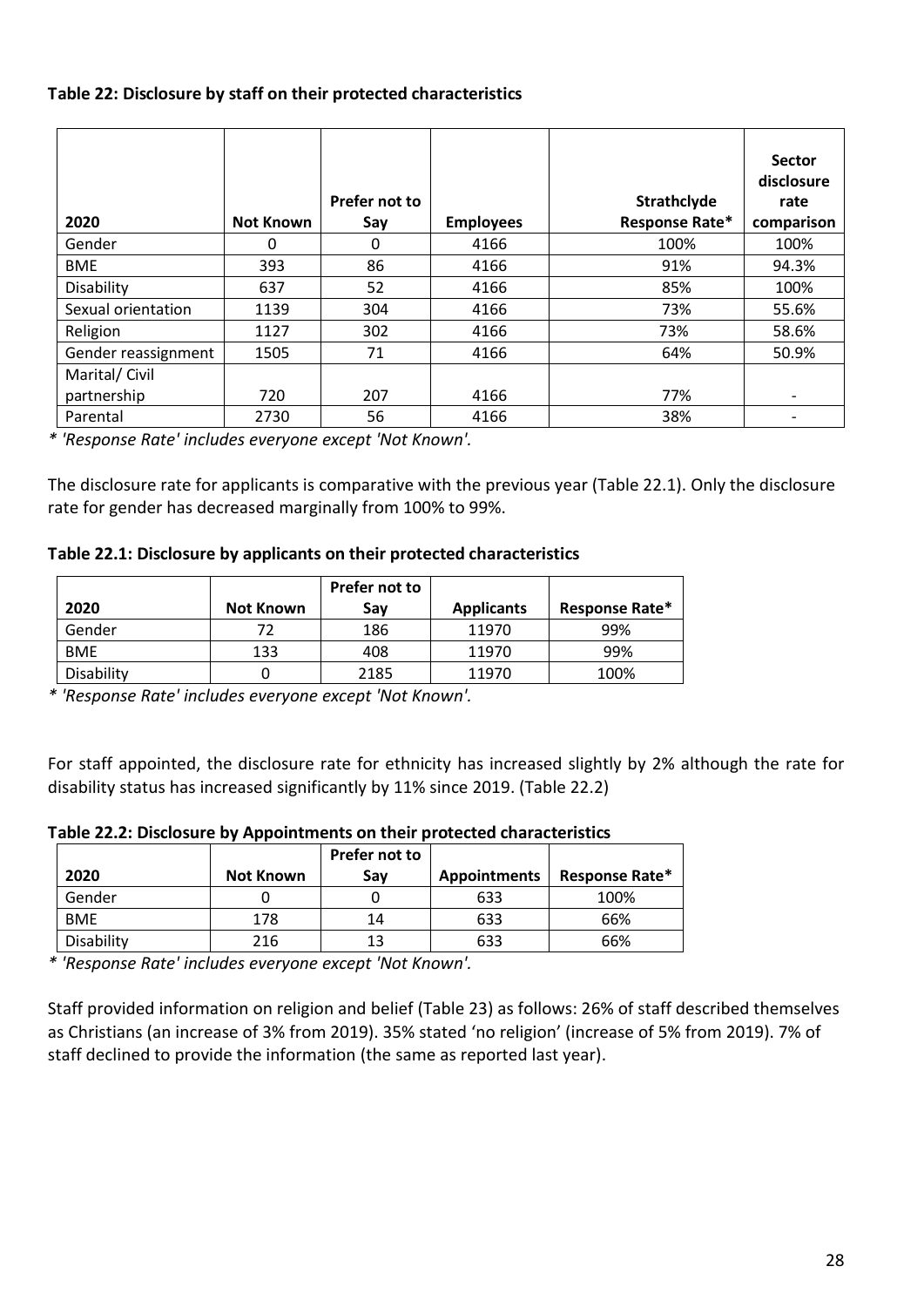**Table 22: Disclosure by staff on their protected characteristics**

| 2020 | Not Known | Prefer not to Say | Employees | Strathclyde Response Rate* | Sector disclosure rate comparison |
|---|---|---|---|---|---|
| Gender | 0 | 0 | 4166 | 100% | 100% |
| BME | 393 | 86 | 4166 | 91% | 94.3% |
| Disability | 637 | 52 | 4166 | 85% | 100% |
| Sexual orientation | 1139 | 304 | 4166 | 73% | 55.6% |
| Religion | 1127 | 302 | 4166 | 73% | 58.6% |
| Gender reassignment | 1505 | 71 | 4166 | 64% | 50.9% |
| Marital/ Civil partnership | 720 | 207 | 4166 | 77% | - |
| Parental | 2730 | 56 | 4166 | 38% | - |

*\* 'Response Rate' includes everyone except 'Not Known'.*

The disclosure rate for applicants is comparative with the previous year (Table 22.1). Only the disclosure rate for gender has decreased marginally from 100% to 99%.

**Table 22.1: Disclosure by applicants on their protected characteristics**

| 2020 | Not Known | Prefer not to Say | Applicants | Response Rate* |
|---|---|---|---|---|
| Gender | 72 | 186 | 11970 | 99% |
| BME | 133 | 408 | 11970 | 99% |
| Disability | 0 | 2185 | 11970 | 100% |

*\* 'Response Rate' includes everyone except 'Not Known'.*

For staff appointed, the disclosure rate for ethnicity has increased slightly by 2% although the rate for disability status has increased significantly by 11% since 2019. (Table 22.2)

**Table 22.2: Disclosure by Appointments on their protected characteristics**

| 2020 | Not Known | Prefer not to Say | Appointments | Response Rate* |
|---|---|---|---|---|
| Gender | 0 | 0 | 633 | 100% |
| BME | 178 | 14 | 633 | 66% |
| Disability | 216 | 13 | 633 | 66% |

*\* 'Response Rate' includes everyone except 'Not Known'.*

Staff provided information on religion and belief (Table 23) as follows: 26% of staff described themselves as Christians (an increase of 3% from 2019). 35% stated 'no religion' (increase of 5% from 2019). 7% of staff declined to provide the information (the same as reported last year).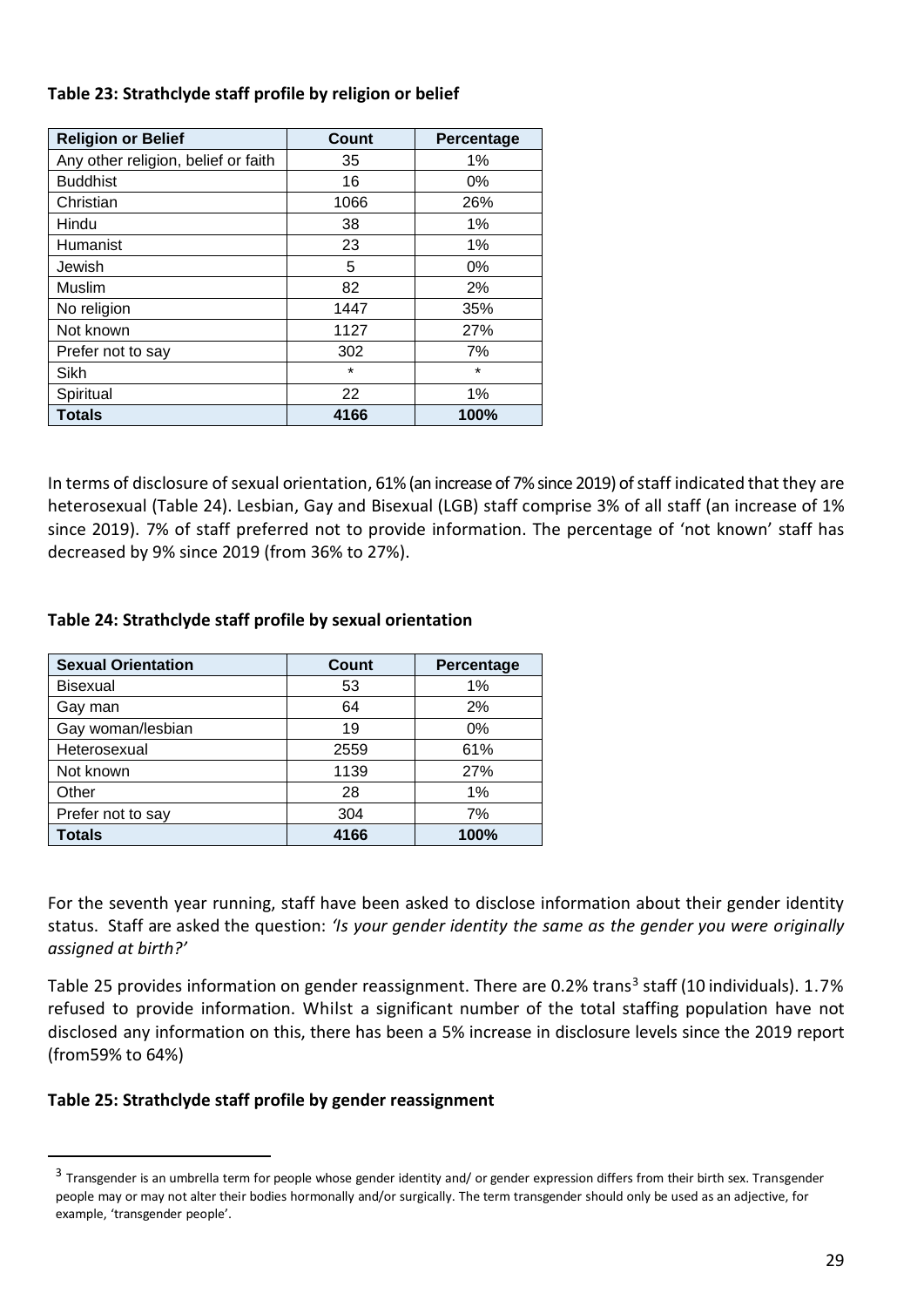**Table 23: Strathclyde staff profile by religion or belief**

| Religion or Belief | Count | Percentage |
|---|---|---|
| Any other religion, belief or faith | 35 | 1% |
| Buddhist | 16 | 0% |
| Christian | 1066 | 26% |
| Hindu | 38 | 1% |
| Humanist | 23 | 1% |
| Jewish | 5 | 0% |
| Muslim | 82 | 2% |
| No religion | 1447 | 35% |
| Not known | 1127 | 27% |
| Prefer not to say | 302 | 7% |
| Sikh | * | * |
| Spiritual | 22 | 1% |
| **Totals** | **4166** | **100%** |

In terms of disclosure of sexual orientation, 61% (an increase of 7% since 2019) of staff indicated that they are heterosexual (Table 24). Lesbian, Gay and Bisexual (LGB) staff comprise 3% of all staff (an increase of 1% since 2019). 7% of staff preferred not to provide information. The percentage of 'not known' staff has decreased by 9% since 2019 (from 36% to 27%).

**Table 24: Strathclyde staff profile by sexual orientation**

| Sexual Orientation | Count | Percentage |
|---|---|---|
| Bisexual | 53 | 1% |
| Gay man | 64 | 2% |
| Gay woman/lesbian | 19 | 0% |
| Heterosexual | 2559 | 61% |
| Not known | 1139 | 27% |
| Other | 28 | 1% |
| Prefer not to say | 304 | 7% |
| **Totals** | **4166** | **100%** |

For the seventh year running, staff have been asked to disclose information about their gender identity status. Staff are asked the question: *'Is your gender identity the same as the gender you were originally assigned at birth?'*

Table 25 provides information on gender reassignment. There are 0.2% trans[3] staff (10 individuals). 1.7% refused to provide information. Whilst a significant number of the total staffing population have not disclosed any information on this, there has been a 5% increase in disclosure levels since the 2019 report (from59% to 64%)

**Table 25: Strathclyde staff profile by gender reassignment**

[3] Transgender is an umbrella term for people whose gender identity and/ or gender expression differs from their birth sex. Transgender people may or may not alter their bodies hormonally and/or surgically. The term transgender should only be used as an adjective, for example, 'transgender people'.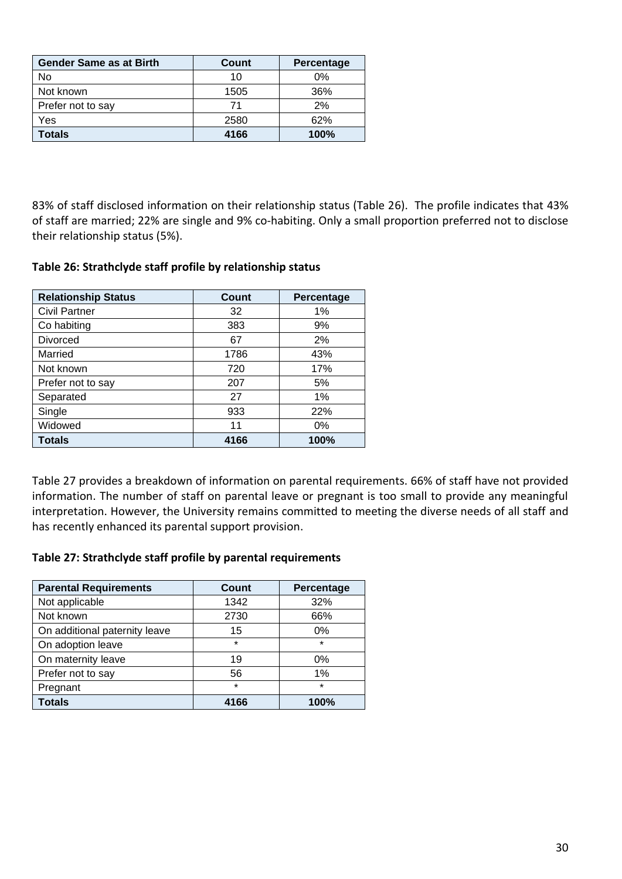| Gender Same as at Birth | Count | Percentage |
| --- | --- | --- |
| No | 10 | 0% |
| Not known | 1505 | 36% |
| Prefer not to say | 71 | 2% |
| Yes | 2580 | 62% |
| **Totals** | **4166** | **100%** |

83% of staff disclosed information on their relationship status (Table 26). The profile indicates that 43% of staff are married; 22% are single and 9% co-habiting. Only a small proportion preferred not to disclose their relationship status (5%).

**Table 26: Strathclyde staff profile by relationship status**

| Relationship Status | Count | Percentage |
| --- | --- | --- |
| Civil Partner | 32 | 1% |
| Co habiting | 383 | 9% |
| Divorced | 67 | 2% |
| Married | 1786 | 43% |
| Not known | 720 | 17% |
| Prefer not to say | 207 | 5% |
| Separated | 27 | 1% |
| Single | 933 | 22% |
| Widowed | 11 | 0% |
| **Totals** | **4166** | **100%** |

Table 27 provides a breakdown of information on parental requirements. 66% of staff have not provided information. The number of staff on parental leave or pregnant is too small to provide any meaningful interpretation. However, the University remains committed to meeting the diverse needs of all staff and has recently enhanced its parental support provision.

**Table 27: Strathclyde staff profile by parental requirements**

| Parental Requirements | Count | Percentage |
| --- | --- | --- |
| Not applicable | 1342 | 32% |
| Not known | 2730 | 66% |
| On additional paternity leave | 15 | 0% |
| On adoption leave | * | * |
| On maternity leave | 19 | 0% |
| Prefer not to say | 56 | 1% |
| Pregnant | * | * |
| **Totals** | **4166** | **100%** |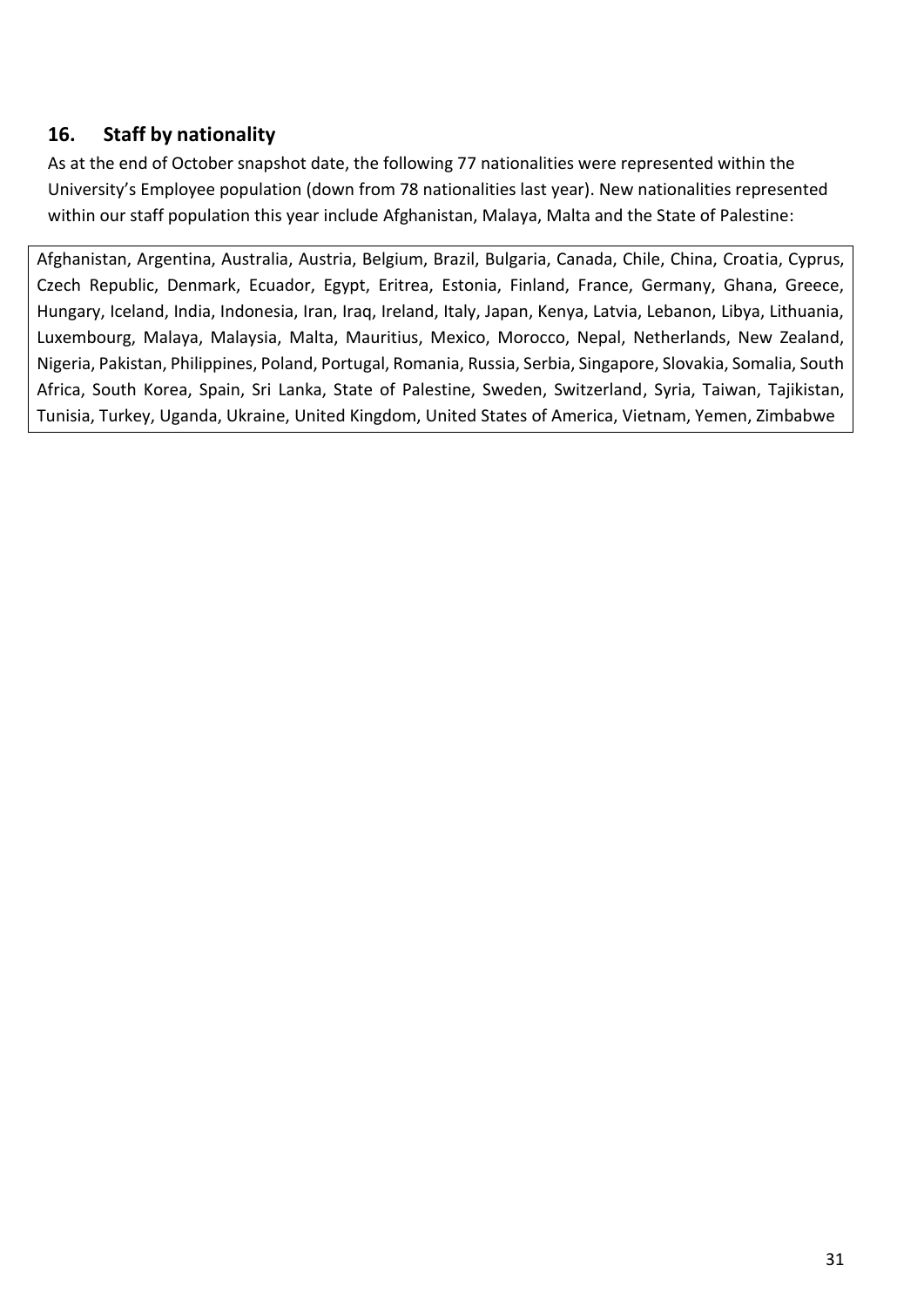## 16. Staff by nationality

As at the end of October snapshot date, the following 77 nationalities were represented within the University's Employee population (down from 78 nationalities last year). New nationalities represented within our staff population this year include Afghanistan, Malaya, Malta and the State of Palestine:

Afghanistan, Argentina, Australia, Austria, Belgium, Brazil, Bulgaria, Canada, Chile, China, Croatia, Cyprus, Czech Republic, Denmark, Ecuador, Egypt, Eritrea, Estonia, Finland, France, Germany, Ghana, Greece, Hungary, Iceland, India, Indonesia, Iran, Iraq, Ireland, Italy, Japan, Kenya, Latvia, Lebanon, Libya, Lithuania, Luxembourg, Malaya, Malaysia, Malta, Mauritius, Mexico, Morocco, Nepal, Netherlands, New Zealand, Nigeria, Pakistan, Philippines, Poland, Portugal, Romania, Russia, Serbia, Singapore, Slovakia, Somalia, South Africa, South Korea, Spain, Sri Lanka, State of Palestine, Sweden, Switzerland, Syria, Taiwan, Tajikistan, Tunisia, Turkey, Uganda, Ukraine, United Kingdom, United States of America, Vietnam, Yemen, Zimbabwe